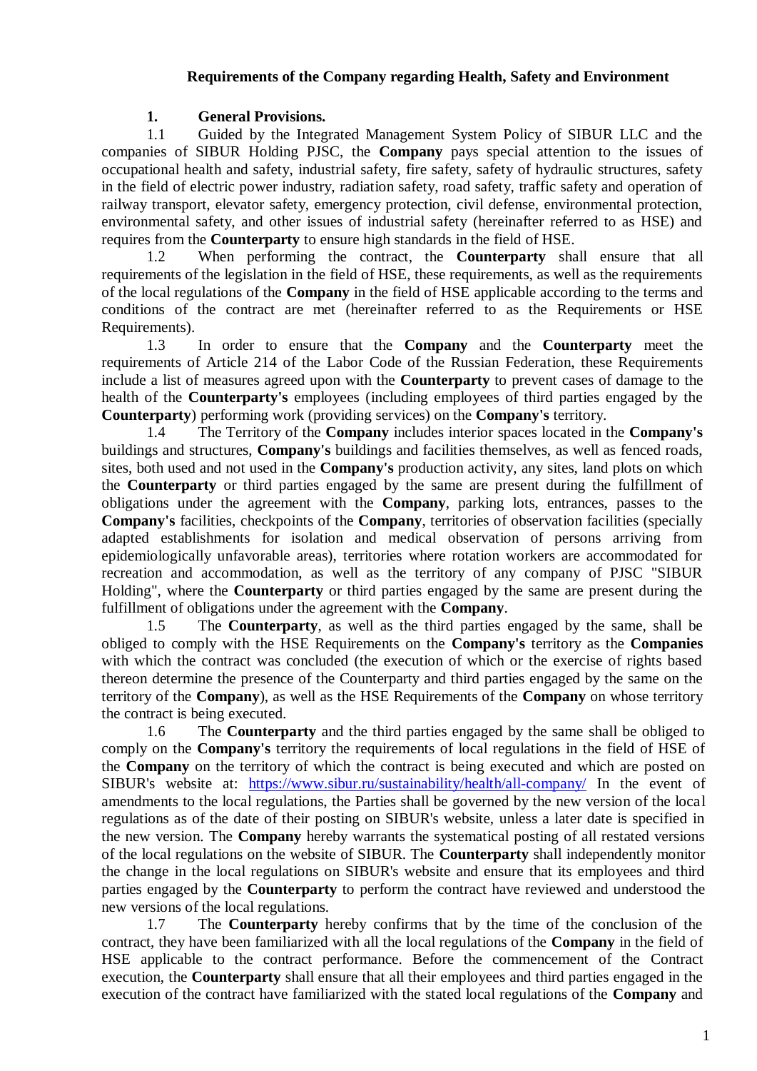# Requirements of the Company regarding Health, Safety and Environment

## 1. General Provisions.

1.1 Guided by the Integrated Management System Policy of SIBUR LLC and the companies of SIBUR Holding PJSC, the **Company** pays special attention to the issues of occupational health and safety, industrial safety, fire safety, safety of hydraulic structures, safety in the field of electric power industry, radiation safety, road safety, traffic safety and operation of railway transport, elevator safety, emergency protection, civil defense, environmental protection, environmental safety, and other issues of industrial safety (hereinafter referred to as HSE) and requires from the **Counterparty** to ensure high standards in the field of HSE.

1.2 When performing the contract, the **Counterparty** shall ensure that all requirements of the legislation in the field of HSE, these requirements, as well as the requirements of the local regulations of the **Company** in the field of HSE applicable according to the terms and conditions of the contract are met (hereinafter referred to as the Requirements or HSE Requirements).

1.3 In order to ensure that the **Company** and the **Counterparty** meet the requirements of Article 214 of the Labor Code of the Russian Federation, these Requirements include a list of measures agreed upon with the **Counterparty** to prevent cases of damage to the health of the **Counterparty's** employees (including employees of third parties engaged by the **Counterparty**) performing work (providing services) on the **Company's** territory.

1.4 The Territory of the **Company** includes interior spaces located in the **Company's** buildings and structures, **Company's** buildings and facilities themselves, as well as fenced roads, sites, both used and not used in the **Company's** production activity, any sites, land plots on which the **Counterparty** or third parties engaged by the same are present during the fulfillment of obligations under the agreement with the **Company**, parking lots, entrances, passes to the **Company's** facilities, checkpoints of the **Company**, territories of observation facilities (specially adapted establishments for isolation and medical observation of persons arriving from epidemiologically unfavorable areas), territories where rotation workers are accommodated for recreation and accommodation, as well as the territory of any company of PJSC "SIBUR Holding", where the **Counterparty** or third parties engaged by the same are present during the fulfillment of obligations under the agreement with the **Company**.

1.5 The **Counterparty**, as well as the third parties engaged by the same, shall be obliged to comply with the HSE Requirements on the **Company's** territory as the **Companies** with which the contract was concluded (the execution of which or the exercise of rights based thereon determine the presence of the Counterparty and third parties engaged by the same on the territory of the **Company**), as well as the HSE Requirements of the **Company** on whose territory the contract is being executed.

1.6 The **Counterparty** and the third parties engaged by the same shall be obliged to comply on the **Company's** territory the requirements of local regulations in the field of HSE of the **Company** on the territory of which the contract is being executed and which are posted on SIBUR's website at: https://www.sibur.ru/sustainability/health/all-company/ In the event of amendments to the local regulations, the Parties shall be governed by the new version of the local regulations as of the date of their posting on SIBUR's website, unless a later date is specified in the new version. The **Company** hereby warrants the systematical posting of all restated versions of the local regulations on the website of SIBUR. The **Counterparty** shall independently monitor the change in the local regulations on SIBUR's website and ensure that its employees and third parties engaged by the **Counterparty** to perform the contract have reviewed and understood the new versions of the local regulations.

1.7 The **Counterparty** hereby confirms that by the time of the conclusion of the contract, they have been familiarized with all the local regulations of the **Company** in the field of HSE applicable to the contract performance. Before the commencement of the Contract execution, the **Counterparty** shall ensure that all their employees and third parties engaged in the execution of the contract have familiarized with the stated local regulations of the **Company** and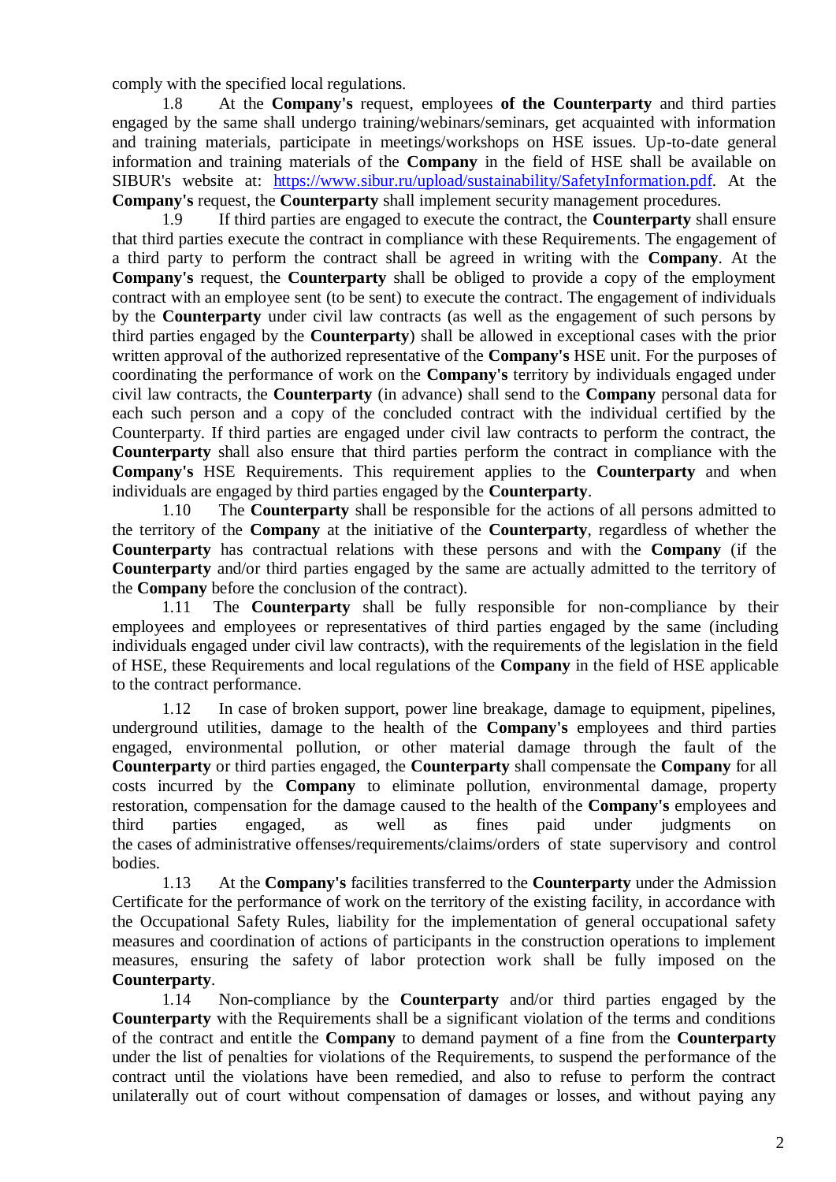comply with the specified local regulations.

1.8 At the **Company's** request, employees **of the Counterparty** and third parties engaged by the same shall undergo training/webinars/seminars, get acquainted with information and training materials, participate in meetings/workshops on HSE issues. Up-to-date general information and training materials of the **Company** in the field of HSE shall be available on SIBUR's website at: https://www.sibur.ru/upload/sustainability/SafetyInformation.pdf. At the **Company's** request, the **Counterparty** shall implement security management procedures.

1.9 If third parties are engaged to execute the contract, the **Counterparty** shall ensure that third parties execute the contract in compliance with these Requirements. The engagement of a third party to perform the contract shall be agreed in writing with the **Company**. At the **Company's** request, the **Counterparty** shall be obliged to provide a copy of the employment contract with an employee sent (to be sent) to execute the contract. The engagement of individuals by the **Counterparty** under civil law contracts (as well as the engagement of such persons by third parties engaged by the **Counterparty**) shall be allowed in exceptional cases with the prior written approval of the authorized representative of the **Company's** HSE unit. For the purposes of coordinating the performance of work on the **Company's** territory by individuals engaged under civil law contracts, the **Counterparty** (in advance) shall send to the **Company** personal data for each such person and a copy of the concluded contract with the individual certified by the Counterparty. If third parties are engaged under civil law contracts to perform the contract, the **Counterparty** shall also ensure that third parties perform the contract in compliance with the **Company's** HSE Requirements. This requirement applies to the **Counterparty** and when individuals are engaged by third parties engaged by the **Counterparty**.

1.10 The **Counterparty** shall be responsible for the actions of all persons admitted to the territory of the **Company** at the initiative of the **Counterparty**, regardless of whether the **Counterparty** has contractual relations with these persons and with the **Company** (if the **Counterparty** and/or third parties engaged by the same are actually admitted to the territory of the **Company** before the conclusion of the contract).

1.11 The **Counterparty** shall be fully responsible for non-compliance by their employees and employees or representatives of third parties engaged by the same (including individuals engaged under civil law contracts), with the requirements of the legislation in the field of HSE, these Requirements and local regulations of the **Company** in the field of HSE applicable to the contract performance.

1.12 In case of broken support, power line breakage, damage to equipment, pipelines, underground utilities, damage to the health of the **Company's** employees and third parties engaged, environmental pollution, or other material damage through the fault of the **Counterparty** or third parties engaged, the **Counterparty** shall compensate the **Company** for all costs incurred by the **Company** to eliminate pollution, environmental damage, property restoration, compensation for the damage caused to the health of the **Company's** employees and third parties engaged, as well as fines paid under judgments on the cases of administrative offenses/requirements/claims/orders of state supervisory and control bodies.

1.13 At the **Company's** facilities transferred to the **Counterparty** under the Admission Certificate for the performance of work on the territory of the existing facility, in accordance with the Occupational Safety Rules, liability for the implementation of general occupational safety measures and coordination of actions of participants in the construction operations to implement measures, ensuring the safety of labor protection work shall be fully imposed on the **Counterparty**.

1.14 Non-compliance by the **Counterparty** and/or third parties engaged by the **Counterparty** with the Requirements shall be a significant violation of the terms and conditions of the contract and entitle the **Company** to demand payment of a fine from the **Counterparty** under the list of penalties for violations of the Requirements, to suspend the performance of the contract until the violations have been remedied, and also to refuse to perform the contract unilaterally out of court without compensation of damages or losses, and without paying any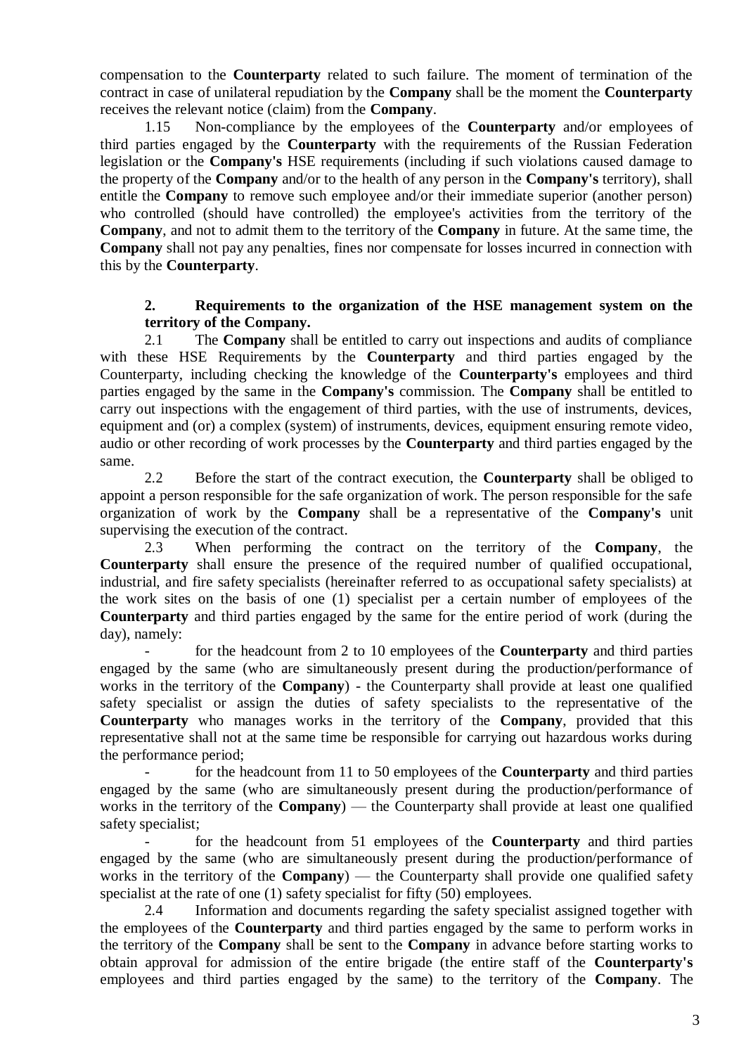compensation to the **Counterparty** related to such failure. The moment of termination of the contract in case of unilateral repudiation by the **Company** shall be the moment the **Counterparty** receives the relevant notice (claim) from the **Company**.

1.15 Non-compliance by the employees of the **Counterparty** and/or employees of third parties engaged by the **Counterparty** with the requirements of the Russian Federation legislation or the **Company's** HSE requirements (including if such violations caused damage to the property of the **Company** and/or to the health of any person in the **Company's** territory), shall entitle the **Company** to remove such employee and/or their immediate superior (another person) who controlled (should have controlled) the employee's activities from the territory of the **Company**, and not to admit them to the territory of the **Company** in future. At the same time, the **Company** shall not pay any penalties, fines nor compensate for losses incurred in connection with this by the **Counterparty**.

## 2. Requirements to the organization of the HSE management system on the territory of the Company.

2.1 The **Company** shall be entitled to carry out inspections and audits of compliance with these HSE Requirements by the **Counterparty** and third parties engaged by the Counterparty, including checking the knowledge of the **Counterparty's** employees and third parties engaged by the same in the **Company's** commission. The **Company** shall be entitled to carry out inspections with the engagement of third parties, with the use of instruments, devices, equipment and (or) a complex (system) of instruments, devices, equipment ensuring remote video, audio or other recording of work processes by the **Counterparty** and third parties engaged by the same.

2.2 Before the start of the contract execution, the **Counterparty** shall be obliged to appoint a person responsible for the safe organization of work. The person responsible for the safe organization of work by the **Company** shall be a representative of the **Company's** unit supervising the execution of the contract.

2.3 When performing the contract on the territory of the **Company**, the **Counterparty** shall ensure the presence of the required number of qualified occupational, industrial, and fire safety specialists (hereinafter referred to as occupational safety specialists) at the work sites on the basis of one (1) specialist per a certain number of employees of the **Counterparty** and third parties engaged by the same for the entire period of work (during the day), namely:

- for the headcount from 2 to 10 employees of the **Counterparty** and third parties engaged by the same (who are simultaneously present during the production/performance of works in the territory of the **Company**) - the Counterparty shall provide at least one qualified safety specialist or assign the duties of safety specialists to the representative of the **Counterparty** who manages works in the territory of the **Company**, provided that this representative shall not at the same time be responsible for carrying out hazardous works during the performance period;
- for the headcount from 11 to 50 employees of the **Counterparty** and third parties engaged by the same (who are simultaneously present during the production/performance of works in the territory of the **Company**) — the Counterparty shall provide at least one qualified safety specialist;
- for the headcount from 51 employees of the **Counterparty** and third parties engaged by the same (who are simultaneously present during the production/performance of works in the territory of the **Company**) — the Counterparty shall provide one qualified safety specialist at the rate of one (1) safety specialist for fifty (50) employees.

2.4 Information and documents regarding the safety specialist assigned together with the employees of the **Counterparty** and third parties engaged by the same to perform works in the territory of the **Company** shall be sent to the **Company** in advance before starting works to obtain approval for admission of the entire brigade (the entire staff of the **Counterparty's** employees and third parties engaged by the same) to the territory of the **Company**. The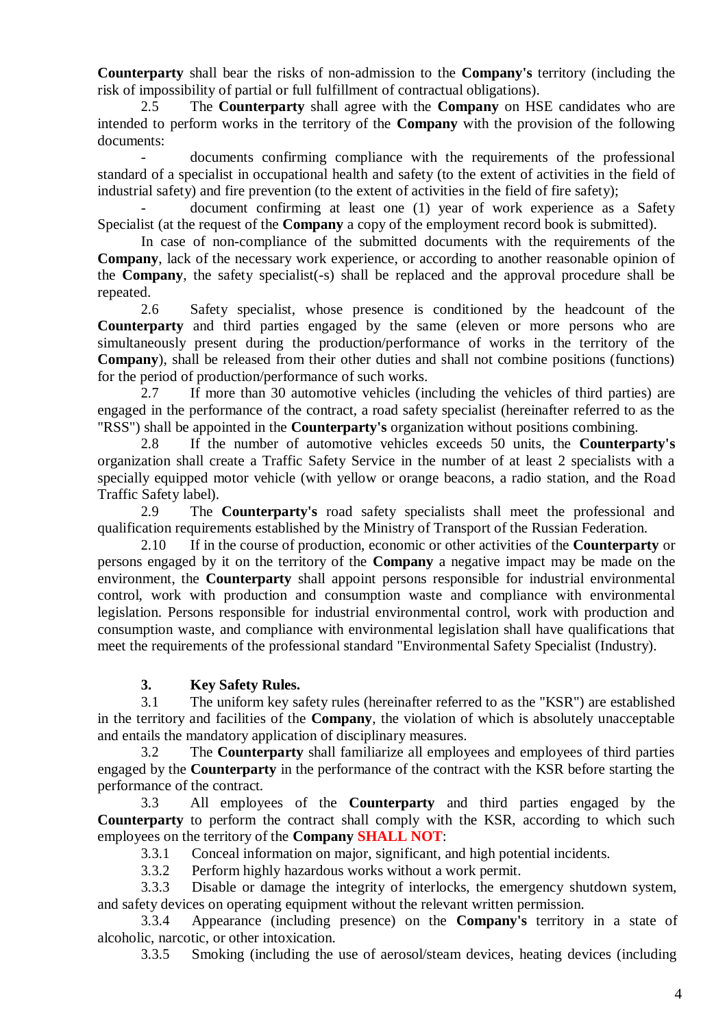**Counterparty** shall bear the risks of non-admission to the **Company's** territory (including the risk of impossibility of partial or full fulfillment of contractual obligations).

2.5 The **Counterparty** shall agree with the **Company** on HSE candidates who are intended to perform works in the territory of the **Company** with the provision of the following documents:

- documents confirming compliance with the requirements of the professional standard of a specialist in occupational health and safety (to the extent of activities in the field of industrial safety) and fire prevention (to the extent of activities in the field of fire safety);
- document confirming at least one (1) year of work experience as a Safety Specialist (at the request of the **Company** a copy of the employment record book is submitted).

In case of non-compliance of the submitted documents with the requirements of the **Company**, lack of the necessary work experience, or according to another reasonable opinion of the **Company**, the safety specialist(-s) shall be replaced and the approval procedure shall be repeated.

2.6 Safety specialist, whose presence is conditioned by the headcount of the **Counterparty** and third parties engaged by the same (eleven or more persons who are simultaneously present during the production/performance of works in the territory of the **Company**), shall be released from their other duties and shall not combine positions (functions) for the period of production/performance of such works.

2.7 If more than 30 automotive vehicles (including the vehicles of third parties) are engaged in the performance of the contract, a road safety specialist (hereinafter referred to as the "RSS") shall be appointed in the **Counterparty's** organization without positions combining.

2.8 If the number of automotive vehicles exceeds 50 units, the **Counterparty's** organization shall create a Traffic Safety Service in the number of at least 2 specialists with a specially equipped motor vehicle (with yellow or orange beacons, a radio station, and the Road Traffic Safety label).

2.9 The **Counterparty's** road safety specialists shall meet the professional and qualification requirements established by the Ministry of Transport of the Russian Federation.

2.10 If in the course of production, economic or other activities of the **Counterparty** or persons engaged by it on the territory of the **Company** a negative impact may be made on the environment, the **Counterparty** shall appoint persons responsible for industrial environmental control, work with production and consumption waste and compliance with environmental legislation. Persons responsible for industrial environmental control, work with production and consumption waste, and compliance with environmental legislation shall have qualifications that meet the requirements of the professional standard "Environmental Safety Specialist (Industry).

## 3. Key Safety Rules.

3.1 The uniform key safety rules (hereinafter referred to as the "KSR") are established in the territory and facilities of the **Company**, the violation of which is absolutely unacceptable and entails the mandatory application of disciplinary measures.

3.2 The **Counterparty** shall familiarize all employees and employees of third parties engaged by the **Counterparty** in the performance of the contract with the KSR before starting the performance of the contract.

3.3 All employees of the **Counterparty** and third parties engaged by the **Counterparty** to perform the contract shall comply with the KSR, according to which such employees on the territory of the **Company** **SHALL NOT**:

3.3.1 Conceal information on major, significant, and high potential incidents.

3.3.2 Perform highly hazardous works without a work permit.

3.3.3 Disable or damage the integrity of interlocks, the emergency shutdown system, and safety devices on operating equipment without the relevant written permission.

3.3.4 Appearance (including presence) on the **Company's** territory in a state of alcoholic, narcotic, or other intoxication.

3.3.5 Smoking (including the use of aerosol/steam devices, heating devices (including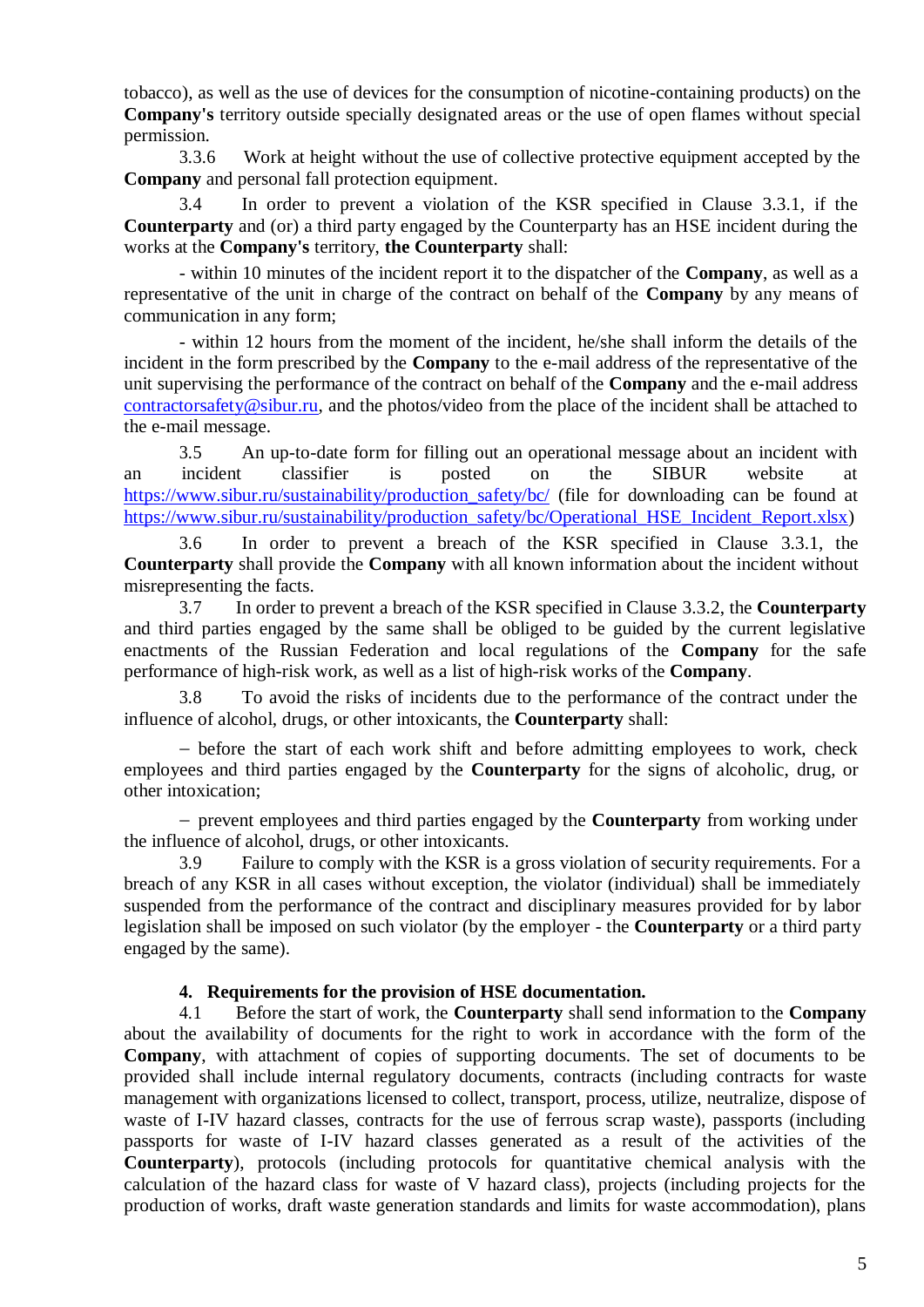tobacco), as well as the use of devices for the consumption of nicotine-containing products) on the **Company's** territory outside specially designated areas or the use of open flames without special permission.

3.3.6 Work at height without the use of collective protective equipment accepted by the **Company** and personal fall protection equipment.

3.4 In order to prevent a violation of the KSR specified in Clause 3.3.1, if the **Counterparty** and (or) a third party engaged by the Counterparty has an HSE incident during the works at the **Company's** territory, **the Counterparty** shall:

- within 10 minutes of the incident report it to the dispatcher of the **Company**, as well as a representative of the unit in charge of the contract on behalf of the **Company** by any means of communication in any form;

- within 12 hours from the moment of the incident, he/she shall inform the details of the incident in the form prescribed by the **Company** to the e-mail address of the representative of the unit supervising the performance of the contract on behalf of the **Company** and the e-mail address contractorsafety@sibur.ru, and the photos/video from the place of the incident shall be attached to the e-mail message.

3.5 An up-to-date form for filling out an operational message about an incident with an incident classifier is posted on the SIBUR website at https://www.sibur.ru/sustainability/production_safety/bc/ (file for downloading can be found at https://www.sibur.ru/sustainability/production_safety/bc/Operational_HSE_Incident_Report.xlsx)

3.6 In order to prevent a breach of the KSR specified in Clause 3.3.1, the **Counterparty** shall provide the **Company** with all known information about the incident without misrepresenting the facts.

3.7 In order to prevent a breach of the KSR specified in Clause 3.3.2, the **Counterparty** and third parties engaged by the same shall be obliged to be guided by the current legislative enactments of the Russian Federation and local regulations of the **Company** for the safe performance of high-risk work, as well as a list of high-risk works of the **Company**.

3.8 To avoid the risks of incidents due to the performance of the contract under the influence of alcohol, drugs, or other intoxicants, the **Counterparty** shall:

– before the start of each work shift and before admitting employees to work, check employees and third parties engaged by the **Counterparty** for the signs of alcoholic, drug, or other intoxication;

– prevent employees and third parties engaged by the **Counterparty** from working under the influence of alcohol, drugs, or other intoxicants.

3.9 Failure to comply with the KSR is a gross violation of security requirements. For a breach of any KSR in all cases without exception, the violator (individual) shall be immediately suspended from the performance of the contract and disciplinary measures provided for by labor legislation shall be imposed on such violator (by the employer - the **Counterparty** or a third party engaged by the same).

## 4. Requirements for the provision of HSE documentation.

4.1 Before the start of work, the **Counterparty** shall send information to the **Company** about the availability of documents for the right to work in accordance with the form of the **Company**, with attachment of copies of supporting documents. The set of documents to be provided shall include internal regulatory documents, contracts (including contracts for waste management with organizations licensed to collect, transport, process, utilize, neutralize, dispose of waste of I-IV hazard classes, contracts for the use of ferrous scrap waste), passports (including passports for waste of I-IV hazard classes generated as a result of the activities of the **Counterparty**), protocols (including protocols for quantitative chemical analysis with the calculation of the hazard class for waste of V hazard class), projects (including projects for the production of works, draft waste generation standards and limits for waste accommodation), plans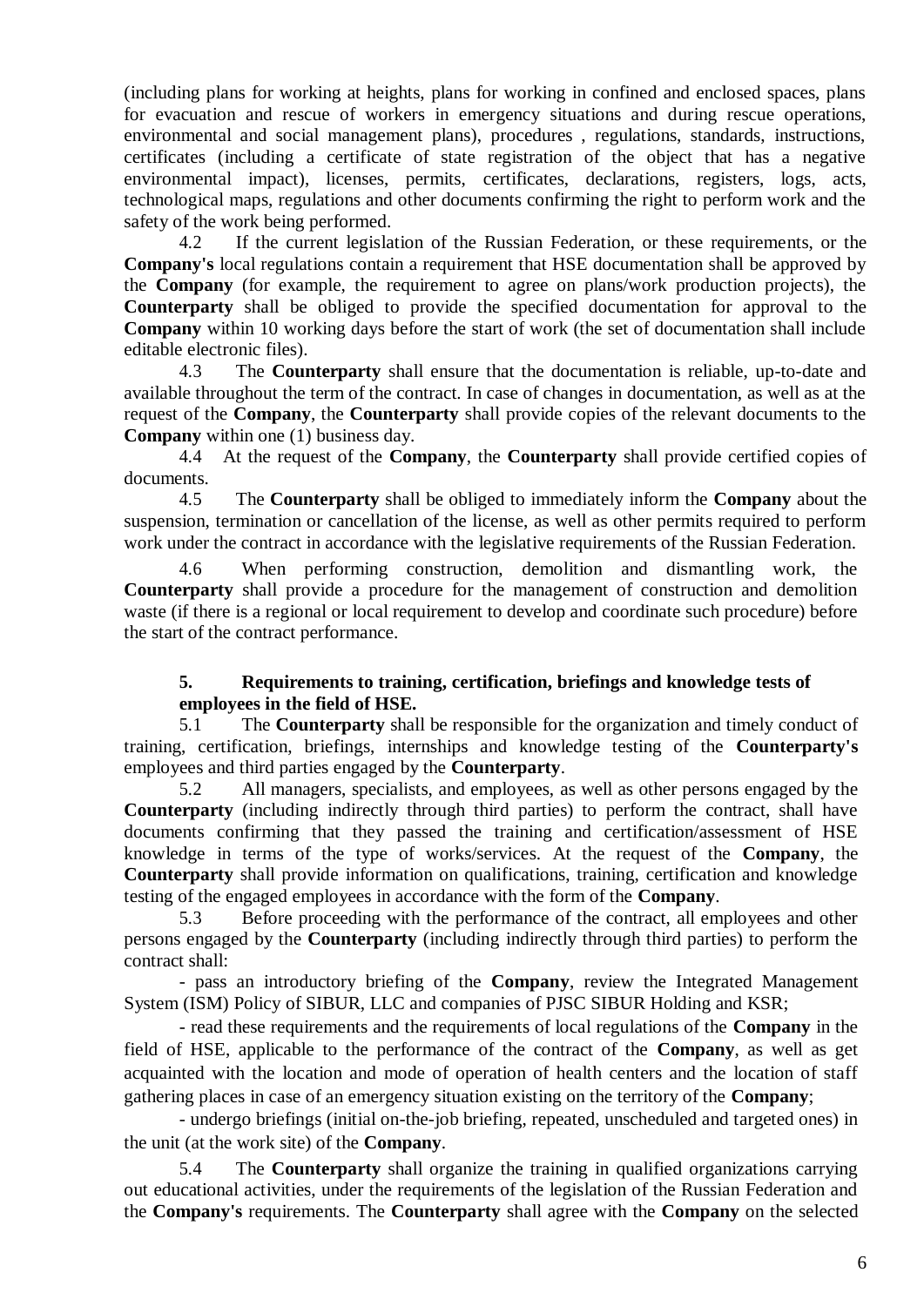(including plans for working at heights, plans for working in confined and enclosed spaces, plans for evacuation and rescue of workers in emergency situations and during rescue operations, environmental and social management plans), procedures , regulations, standards, instructions, certificates (including a certificate of state registration of the object that has a negative environmental impact), licenses, permits, certificates, declarations, registers, logs, acts, technological maps, regulations and other documents confirming the right to perform work and the safety of the work being performed.

4.2 If the current legislation of the Russian Federation, or these requirements, or the **Company's** local regulations contain a requirement that HSE documentation shall be approved by the **Company** (for example, the requirement to agree on plans/work production projects), the **Counterparty** shall be obliged to provide the specified documentation for approval to the **Company** within 10 working days before the start of work (the set of documentation shall include editable electronic files).

4.3 The **Counterparty** shall ensure that the documentation is reliable, up-to-date and available throughout the term of the contract. In case of changes in documentation, as well as at the request of the **Company**, the **Counterparty** shall provide copies of the relevant documents to the **Company** within one (1) business day.

4.4 At the request of the **Company**, the **Counterparty** shall provide certified copies of documents.

4.5 The **Counterparty** shall be obliged to immediately inform the **Company** about the suspension, termination or cancellation of the license, as well as other permits required to perform work under the contract in accordance with the legislative requirements of the Russian Federation.

4.6 When performing construction, demolition and dismantling work, the **Counterparty** shall provide a procedure for the management of construction and demolition waste (if there is a regional or local requirement to develop and coordinate such procedure) before the start of the contract performance.

## 5. Requirements to training, certification, briefings and knowledge tests of employees in the field of HSE.

5.1 The **Counterparty** shall be responsible for the organization and timely conduct of training, certification, briefings, internships and knowledge testing of the **Counterparty's** employees and third parties engaged by the **Counterparty**.

5.2 All managers, specialists, and employees, as well as other persons engaged by the **Counterparty** (including indirectly through third parties) to perform the contract, shall have documents confirming that they passed the training and certification/assessment of HSE knowledge in terms of the type of works/services. At the request of the **Company**, the **Counterparty** shall provide information on qualifications, training, certification and knowledge testing of the engaged employees in accordance with the form of the **Company**.

5.3 Before proceeding with the performance of the contract, all employees and other persons engaged by the **Counterparty** (including indirectly through third parties) to perform the contract shall:

- pass an introductory briefing of the **Company**, review the Integrated Management System (ISM) Policy of SIBUR, LLC and companies of PJSC SIBUR Holding and KSR;

- read these requirements and the requirements of local regulations of the **Company** in the field of HSE, applicable to the performance of the contract of the **Company**, as well as get acquainted with the location and mode of operation of health centers and the location of staff gathering places in case of an emergency situation existing on the territory of the **Company**;

- undergo briefings (initial on-the-job briefing, repeated, unscheduled and targeted ones) in the unit (at the work site) of the **Company**.

5.4 The **Counterparty** shall organize the training in qualified organizations carrying out educational activities, under the requirements of the legislation of the Russian Federation and the **Company's** requirements. The **Counterparty** shall agree with the **Company** on the selected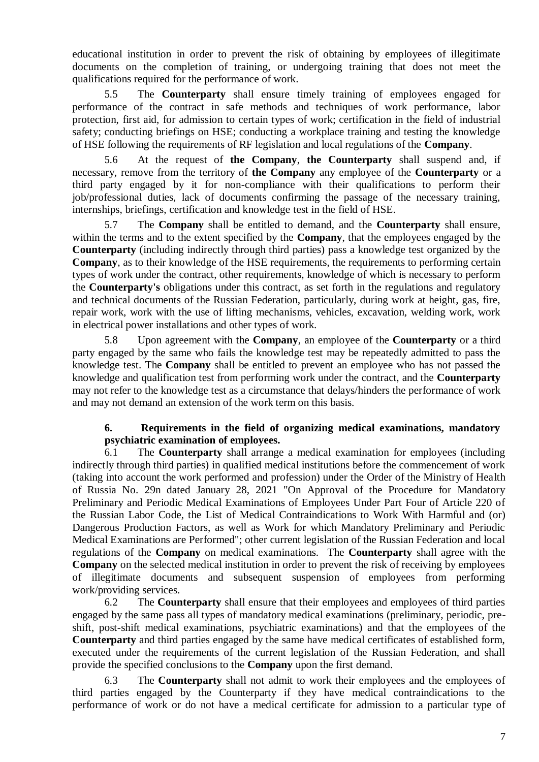educational institution in order to prevent the risk of obtaining by employees of illegitimate documents on the completion of training, or undergoing training that does not meet the qualifications required for the performance of work.

5.5 The **Counterparty** shall ensure timely training of employees engaged for performance of the contract in safe methods and techniques of work performance, labor protection, first aid, for admission to certain types of work; certification in the field of industrial safety; conducting briefings on HSE; conducting a workplace training and testing the knowledge of HSE following the requirements of RF legislation and local regulations of the **Company**.

5.6 At the request of **the Company**, **the Counterparty** shall suspend and, if necessary, remove from the territory of **the Company** any employee of the **Counterparty** or a third party engaged by it for non-compliance with their qualifications to perform their job/professional duties, lack of documents confirming the passage of the necessary training, internships, briefings, certification and knowledge test in the field of HSE.

5.7 The **Company** shall be entitled to demand, and the **Counterparty** shall ensure, within the terms and to the extent specified by the **Company**, that the employees engaged by the **Counterparty** (including indirectly through third parties) pass a knowledge test organized by the **Company**, as to their knowledge of the HSE requirements, the requirements to performing certain types of work under the contract, other requirements, knowledge of which is necessary to perform the **Counterparty's** obligations under this contract, as set forth in the regulations and regulatory and technical documents of the Russian Federation, particularly, during work at height, gas, fire, repair work, work with the use of lifting mechanisms, vehicles, excavation, welding work, work in electrical power installations and other types of work.

5.8 Upon agreement with the **Company**, an employee of the **Counterparty** or a third party engaged by the same who fails the knowledge test may be repeatedly admitted to pass the knowledge test. The **Company** shall be entitled to prevent an employee who has not passed the knowledge and qualification test from performing work under the contract, and the **Counterparty** may not refer to the knowledge test as a circumstance that delays/hinders the performance of work and may not demand an extension of the work term on this basis.

## 6. Requirements in the field of organizing medical examinations, mandatory psychiatric examination of employees.

6.1 The **Counterparty** shall arrange a medical examination for employees (including indirectly through third parties) in qualified medical institutions before the commencement of work (taking into account the work performed and profession) under the Order of the Ministry of Health of Russia No. 29n dated January 28, 2021 "On Approval of the Procedure for Mandatory Preliminary and Periodic Medical Examinations of Employees Under Part Four of Article 220 of the Russian Labor Code, the List of Medical Contraindications to Work With Harmful and (or) Dangerous Production Factors, as well as Work for which Mandatory Preliminary and Periodic Medical Examinations are Performed"; other current legislation of the Russian Federation and local regulations of the **Company** on medical examinations. The **Counterparty** shall agree with the **Company** on the selected medical institution in order to prevent the risk of receiving by employees of illegitimate documents and subsequent suspension of employees from performing work/providing services.

6.2 The **Counterparty** shall ensure that their employees and employees of third parties engaged by the same pass all types of mandatory medical examinations (preliminary, periodic, pre-shift, post-shift medical examinations, psychiatric examinations) and that the employees of the **Counterparty** and third parties engaged by the same have medical certificates of established form, executed under the requirements of the current legislation of the Russian Federation, and shall provide the specified conclusions to the **Company** upon the first demand.

6.3 The **Counterparty** shall not admit to work their employees and the employees of third parties engaged by the Counterparty if they have medical contraindications to the performance of work or do not have a medical certificate for admission to a particular type of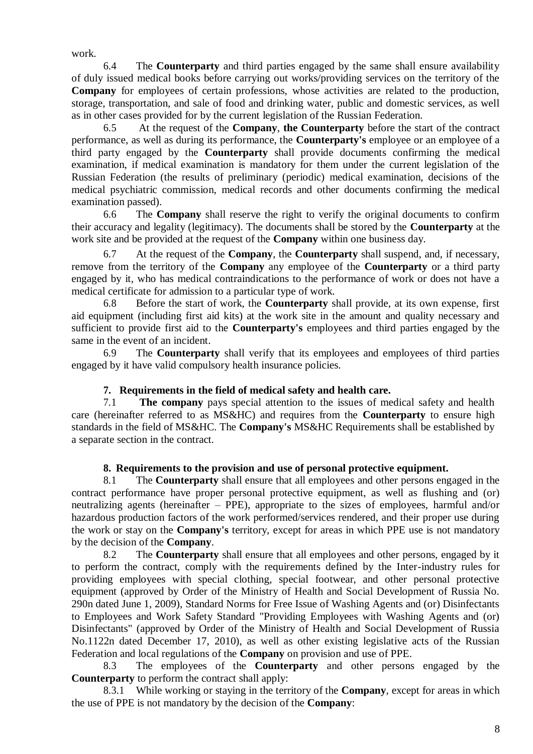work.

6.4 The **Counterparty** and third parties engaged by the same shall ensure availability of duly issued medical books before carrying out works/providing services on the territory of the **Company** for employees of certain professions, whose activities are related to the production, storage, transportation, and sale of food and drinking water, public and domestic services, as well as in other cases provided for by the current legislation of the Russian Federation.

6.5 At the request of the **Company**, **the Counterparty** before the start of the contract performance, as well as during its performance, the **Counterparty's** employee or an employee of a third party engaged by the **Counterparty** shall provide documents confirming the medical examination, if medical examination is mandatory for them under the current legislation of the Russian Federation (the results of preliminary (periodic) medical examination, decisions of the medical psychiatric commission, medical records and other documents confirming the medical examination passed).

6.6 The **Company** shall reserve the right to verify the original documents to confirm their accuracy and legality (legitimacy). The documents shall be stored by the **Counterparty** at the work site and be provided at the request of the **Company** within one business day.

6.7 At the request of the **Company**, the **Counterparty** shall suspend, and, if necessary, remove from the territory of the **Company** any employee of the **Counterparty** or a third party engaged by it, who has medical contraindications to the performance of work or does not have a medical certificate for admission to a particular type of work.

6.8 Before the start of work, the **Counterparty** shall provide, at its own expense, first aid equipment (including first aid kits) at the work site in the amount and quality necessary and sufficient to provide first aid to the **Counterparty's** employees and third parties engaged by the same in the event of an incident.

6.9 The **Counterparty** shall verify that its employees and employees of third parties engaged by it have valid compulsory health insurance policies.

## 7. Requirements in the field of medical safety and health care.

7.1 **The company** pays special attention to the issues of medical safety and health care (hereinafter referred to as MS&HC) and requires from the **Counterparty** to ensure high standards in the field of MS&HC. The **Company's** MS&HC Requirements shall be established by a separate section in the contract.

## 8. Requirements to the provision and use of personal protective equipment.

8.1 The **Counterparty** shall ensure that all employees and other persons engaged in the contract performance have proper personal protective equipment, as well as flushing and (or) neutralizing agents (hereinafter – PPE), appropriate to the sizes of employees, harmful and/or hazardous production factors of the work performed/services rendered, and their proper use during the work or stay on the **Company's** territory, except for areas in which PPE use is not mandatory by the decision of the **Company**.

8.2 The **Counterparty** shall ensure that all employees and other persons, engaged by it to perform the contract, comply with the requirements defined by the Inter-industry rules for providing employees with special clothing, special footwear, and other personal protective equipment (approved by Order of the Ministry of Health and Social Development of Russia No. 290n dated June 1, 2009), Standard Norms for Free Issue of Washing Agents and (or) Disinfectants to Employees and Work Safety Standard "Providing Employees with Washing Agents and (or) Disinfectants" (approved by Order of the Ministry of Health and Social Development of Russia No.1122n dated December 17, 2010), as well as other existing legislative acts of the Russian Federation and local regulations of the **Company** on provision and use of PPE.

8.3 The employees of the **Counterparty** and other persons engaged by the **Counterparty** to perform the contract shall apply:

8.3.1 While working or staying in the territory of the **Company**, except for areas in which the use of PPE is not mandatory by the decision of the **Company**: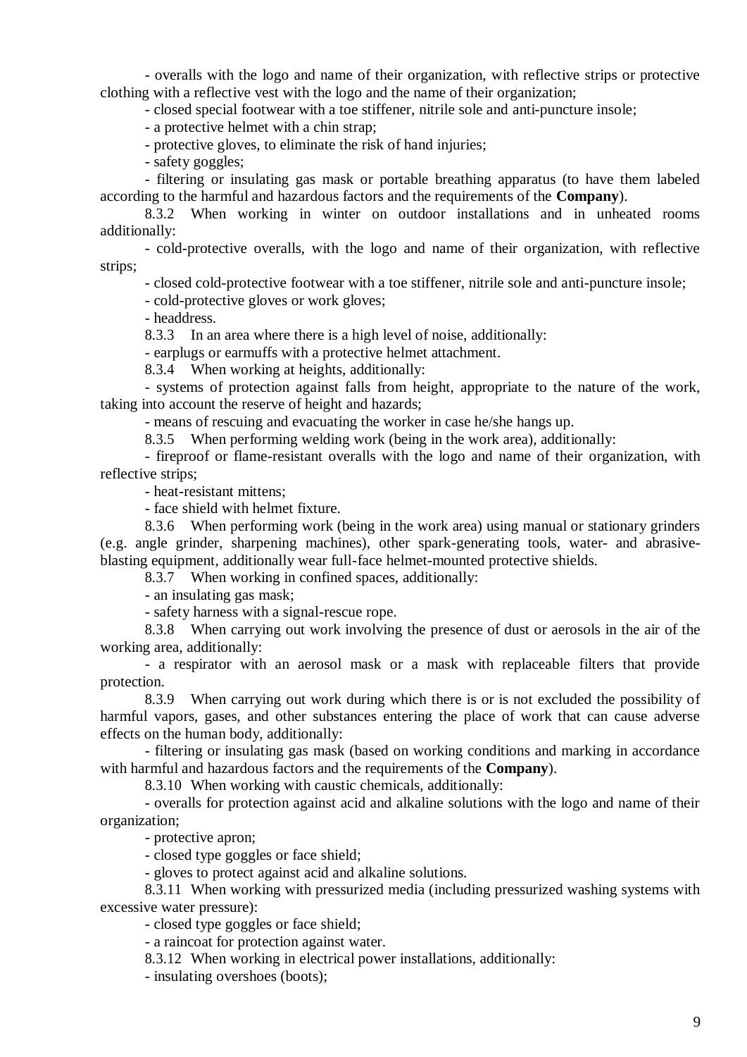- overalls with the logo and name of their organization, with reflective strips or protective clothing with a reflective vest with the logo and the name of their organization;

- closed special footwear with a toe stiffener, nitrile sole and anti-puncture insole;

- a protective helmet with a chin strap;

- protective gloves, to eliminate the risk of hand injuries;

- safety goggles;

- filtering or insulating gas mask or portable breathing apparatus (to have them labeled according to the harmful and hazardous factors and the requirements of the **Company**).

8.3.2 When working in winter on outdoor installations and in unheated rooms additionally:

- cold-protective overalls, with the logo and name of their organization, with reflective strips;

- closed cold-protective footwear with a toe stiffener, nitrile sole and anti-puncture insole;

- cold-protective gloves or work gloves;

- headdress.

8.3.3 In an area where there is a high level of noise, additionally:

- earplugs or earmuffs with a protective helmet attachment.

8.3.4 When working at heights, additionally:

- systems of protection against falls from height, appropriate to the nature of the work, taking into account the reserve of height and hazards;

- means of rescuing and evacuating the worker in case he/she hangs up.

8.3.5 When performing welding work (being in the work area), additionally:

- fireproof or flame-resistant overalls with the logo and name of their organization, with reflective strips;

- heat-resistant mittens;

- face shield with helmet fixture.

8.3.6 When performing work (being in the work area) using manual or stationary grinders (e.g. angle grinder, sharpening machines), other spark-generating tools, water- and abrasive-blasting equipment, additionally wear full-face helmet-mounted protective shields.

8.3.7 When working in confined spaces, additionally:

- an insulating gas mask;

- safety harness with a signal-rescue rope.

8.3.8 When carrying out work involving the presence of dust or aerosols in the air of the working area, additionally:

- a respirator with an aerosol mask or a mask with replaceable filters that provide protection.

8.3.9 When carrying out work during which there is or is not excluded the possibility of harmful vapors, gases, and other substances entering the place of work that can cause adverse effects on the human body, additionally:

- filtering or insulating gas mask (based on working conditions and marking in accordance with harmful and hazardous factors and the requirements of the **Company**).

8.3.10 When working with caustic chemicals, additionally:

- overalls for protection against acid and alkaline solutions with the logo and name of their organization;

- protective apron;

- closed type goggles or face shield;

- gloves to protect against acid and alkaline solutions.

8.3.11 When working with pressurized media (including pressurized washing systems with excessive water pressure):

- closed type goggles or face shield;

- a raincoat for protection against water.

8.3.12 When working in electrical power installations, additionally:

- insulating overshoes (boots);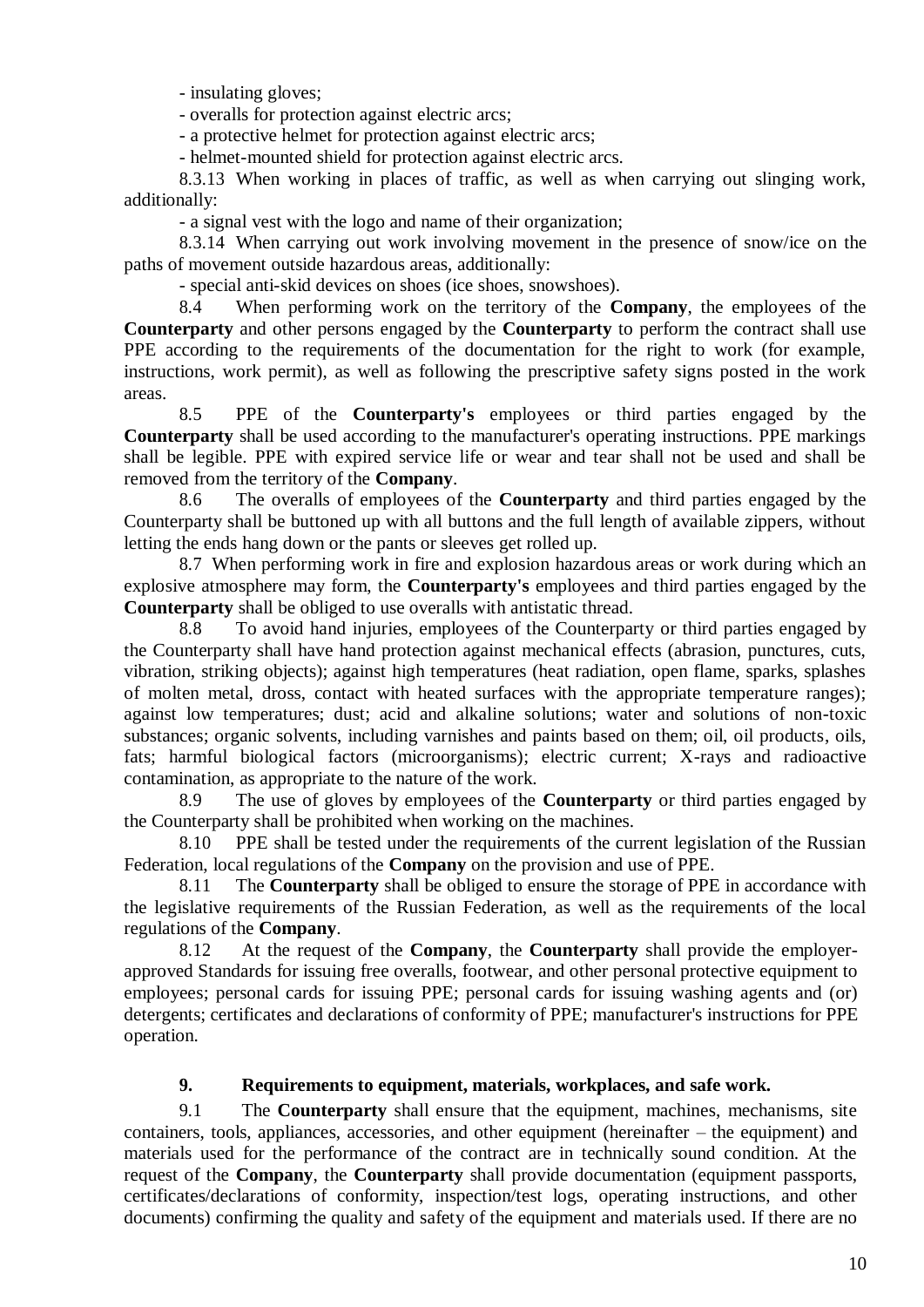- insulating gloves;

- overalls for protection against electric arcs;

- a protective helmet for protection against electric arcs;

- helmet-mounted shield for protection against electric arcs.

8.3.13 When working in places of traffic, as well as when carrying out slinging work, additionally:

- a signal vest with the logo and name of their organization;

8.3.14 When carrying out work involving movement in the presence of snow/ice on the paths of movement outside hazardous areas, additionally:

- special anti-skid devices on shoes (ice shoes, snowshoes).

8.4 When performing work on the territory of the **Company**, the employees of the **Counterparty** and other persons engaged by the **Counterparty** to perform the contract shall use PPE according to the requirements of the documentation for the right to work (for example, instructions, work permit), as well as following the prescriptive safety signs posted in the work areas.

8.5 PPE of the **Counterparty's** employees or third parties engaged by the **Counterparty** shall be used according to the manufacturer's operating instructions. PPE markings shall be legible. PPE with expired service life or wear and tear shall not be used and shall be removed from the territory of the **Company**.

8.6 The overalls of employees of the **Counterparty** and third parties engaged by the Counterparty shall be buttoned up with all buttons and the full length of available zippers, without letting the ends hang down or the pants or sleeves get rolled up.

8.7 When performing work in fire and explosion hazardous areas or work during which an explosive atmosphere may form, the **Counterparty's** employees and third parties engaged by the **Counterparty** shall be obliged to use overalls with antistatic thread.

8.8 To avoid hand injuries, employees of the Counterparty or third parties engaged by the Counterparty shall have hand protection against mechanical effects (abrasion, punctures, cuts, vibration, striking objects); against high temperatures (heat radiation, open flame, sparks, splashes of molten metal, dross, contact with heated surfaces with the appropriate temperature ranges); against low temperatures; dust; acid and alkaline solutions; water and solutions of non-toxic substances; organic solvents, including varnishes and paints based on them; oil, oil products, oils, fats; harmful biological factors (microorganisms); electric current; X-rays and radioactive contamination, as appropriate to the nature of the work.

8.9 The use of gloves by employees of the **Counterparty** or third parties engaged by the Counterparty shall be prohibited when working on the machines.

8.10 PPE shall be tested under the requirements of the current legislation of the Russian Federation, local regulations of the **Company** on the provision and use of PPE.

8.11 The **Counterparty** shall be obliged to ensure the storage of PPE in accordance with the legislative requirements of the Russian Federation, as well as the requirements of the local regulations of the **Company**.

8.12 At the request of the **Company**, the **Counterparty** shall provide the employer-approved Standards for issuing free overalls, footwear, and other personal protective equipment to employees; personal cards for issuing PPE; personal cards for issuing washing agents and (or) detergents; certificates and declarations of conformity of PPE; manufacturer's instructions for PPE operation.

## 9. Requirements to equipment, materials, workplaces, and safe work.

9.1 The **Counterparty** shall ensure that the equipment, machines, mechanisms, site containers, tools, appliances, accessories, and other equipment (hereinafter – the equipment) and materials used for the performance of the contract are in technically sound condition. At the request of the **Company**, the **Counterparty** shall provide documentation (equipment passports, certificates/declarations of conformity, inspection/test logs, operating instructions, and other documents) confirming the quality and safety of the equipment and materials used. If there are no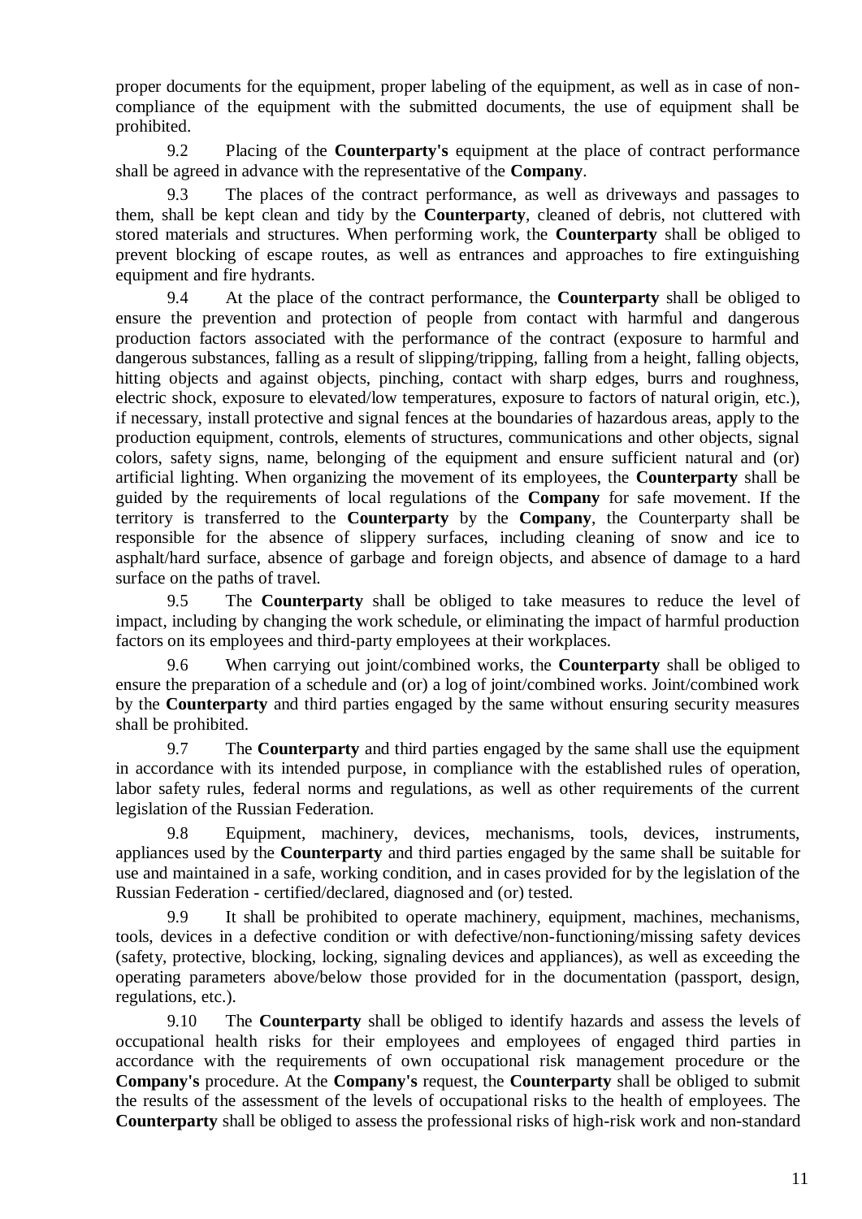proper documents for the equipment, proper labeling of the equipment, as well as in case of non-compliance of the equipment with the submitted documents, the use of equipment shall be prohibited.

9.2 Placing of the **Counterparty's** equipment at the place of contract performance shall be agreed in advance with the representative of the **Company**.

9.3 The places of the contract performance, as well as driveways and passages to them, shall be kept clean and tidy by the **Counterparty**, cleaned of debris, not cluttered with stored materials and structures. When performing work, the **Counterparty** shall be obliged to prevent blocking of escape routes, as well as entrances and approaches to fire extinguishing equipment and fire hydrants.

9.4 At the place of the contract performance, the **Counterparty** shall be obliged to ensure the prevention and protection of people from contact with harmful and dangerous production factors associated with the performance of the contract (exposure to harmful and dangerous substances, falling as a result of slipping/tripping, falling from a height, falling objects, hitting objects and against objects, pinching, contact with sharp edges, burrs and roughness, electric shock, exposure to elevated/low temperatures, exposure to factors of natural origin, etc.), if necessary, install protective and signal fences at the boundaries of hazardous areas, apply to the production equipment, controls, elements of structures, communications and other objects, signal colors, safety signs, name, belonging of the equipment and ensure sufficient natural and (or) artificial lighting. When organizing the movement of its employees, the **Counterparty** shall be guided by the requirements of local regulations of the **Company** for safe movement. If the territory is transferred to the **Counterparty** by the **Company**, the Counterparty shall be responsible for the absence of slippery surfaces, including cleaning of snow and ice to asphalt/hard surface, absence of garbage and foreign objects, and absence of damage to a hard surface on the paths of travel.

9.5 The **Counterparty** shall be obliged to take measures to reduce the level of impact, including by changing the work schedule, or eliminating the impact of harmful production factors on its employees and third-party employees at their workplaces.

9.6 When carrying out joint/combined works, the **Counterparty** shall be obliged to ensure the preparation of a schedule and (or) a log of joint/combined works. Joint/combined work by the **Counterparty** and third parties engaged by the same without ensuring security measures shall be prohibited.

9.7 The **Counterparty** and third parties engaged by the same shall use the equipment in accordance with its intended purpose, in compliance with the established rules of operation, labor safety rules, federal norms and regulations, as well as other requirements of the current legislation of the Russian Federation.

9.8 Equipment, machinery, devices, mechanisms, tools, devices, instruments, appliances used by the **Counterparty** and third parties engaged by the same shall be suitable for use and maintained in a safe, working condition, and in cases provided for by the legislation of the Russian Federation - certified/declared, diagnosed and (or) tested.

9.9 It shall be prohibited to operate machinery, equipment, machines, mechanisms, tools, devices in a defective condition or with defective/non-functioning/missing safety devices (safety, protective, blocking, locking, signaling devices and appliances), as well as exceeding the operating parameters above/below those provided for in the documentation (passport, design, regulations, etc.).

9.10 The **Counterparty** shall be obliged to identify hazards and assess the levels of occupational health risks for their employees and employees of engaged third parties in accordance with the requirements of own occupational risk management procedure or the **Company's** procedure. At the **Company's** request, the **Counterparty** shall be obliged to submit the results of the assessment of the levels of occupational risks to the health of employees. The **Counterparty** shall be obliged to assess the professional risks of high-risk work and non-standard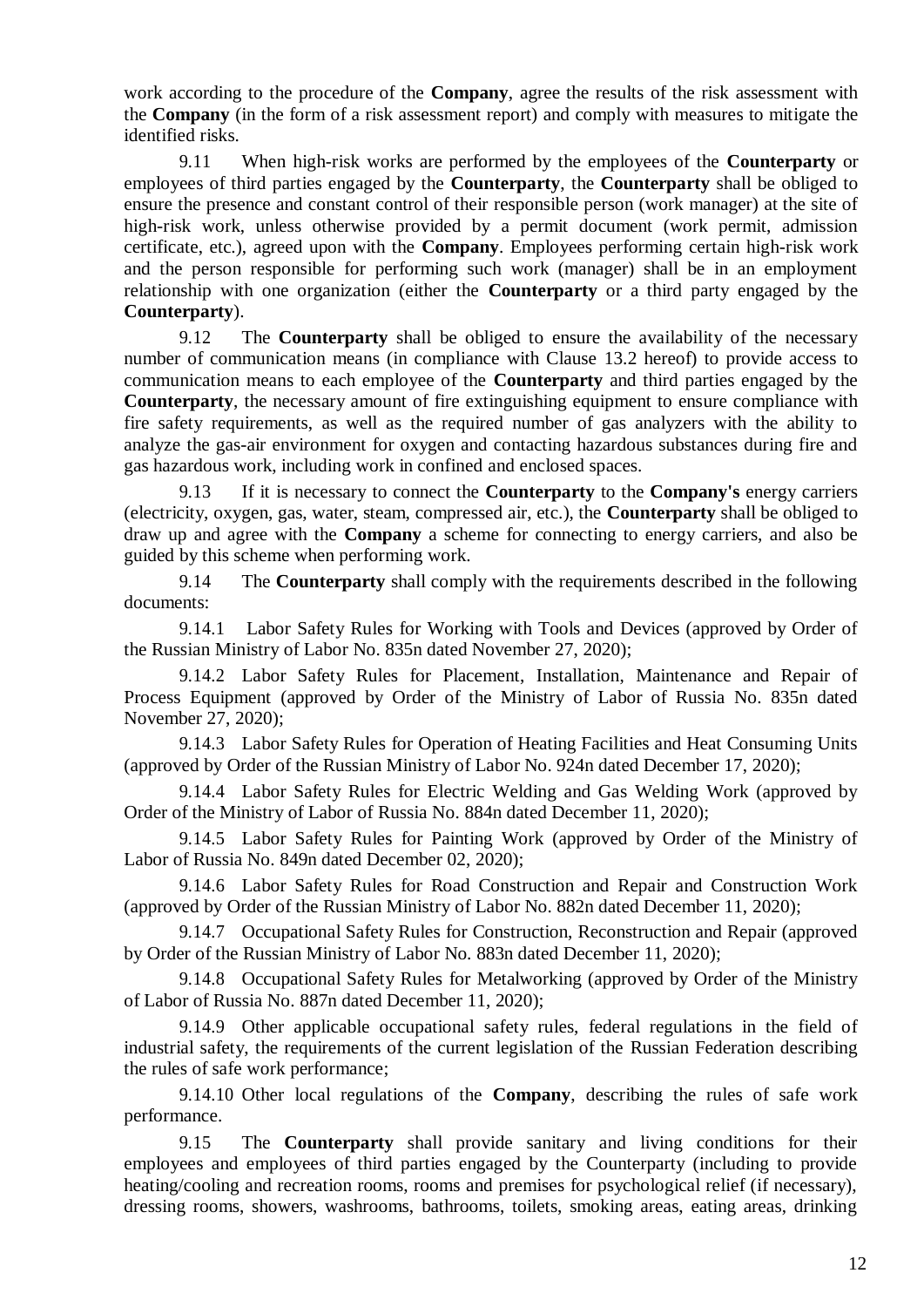work according to the procedure of the **Company**, agree the results of the risk assessment with the **Company** (in the form of a risk assessment report) and comply with measures to mitigate the identified risks.

9.11 When high-risk works are performed by the employees of the **Counterparty** or employees of third parties engaged by the **Counterparty**, the **Counterparty** shall be obliged to ensure the presence and constant control of their responsible person (work manager) at the site of high-risk work, unless otherwise provided by a permit document (work permit, admission certificate, etc.), agreed upon with the **Company**. Employees performing certain high-risk work and the person responsible for performing such work (manager) shall be in an employment relationship with one organization (either the **Counterparty** or a third party engaged by the **Counterparty**).

9.12 The **Counterparty** shall be obliged to ensure the availability of the necessary number of communication means (in compliance with Clause 13.2 hereof) to provide access to communication means to each employee of the **Counterparty** and third parties engaged by the **Counterparty**, the necessary amount of fire extinguishing equipment to ensure compliance with fire safety requirements, as well as the required number of gas analyzers with the ability to analyze the gas-air environment for oxygen and contacting hazardous substances during fire and gas hazardous work, including work in confined and enclosed spaces.

9.13 If it is necessary to connect the **Counterparty** to the **Company's** energy carriers (electricity, oxygen, gas, water, steam, compressed air, etc.), the **Counterparty** shall be obliged to draw up and agree with the **Company** a scheme for connecting to energy carriers, and also be guided by this scheme when performing work.

9.14 The **Counterparty** shall comply with the requirements described in the following documents:

9.14.1 Labor Safety Rules for Working with Tools and Devices (approved by Order of the Russian Ministry of Labor No. 835n dated November 27, 2020);

9.14.2 Labor Safety Rules for Placement, Installation, Maintenance and Repair of Process Equipment (approved by Order of the Ministry of Labor of Russia No. 835n dated November 27, 2020);

9.14.3 Labor Safety Rules for Operation of Heating Facilities and Heat Consuming Units (approved by Order of the Russian Ministry of Labor No. 924n dated December 17, 2020);

9.14.4 Labor Safety Rules for Electric Welding and Gas Welding Work (approved by Order of the Ministry of Labor of Russia No. 884n dated December 11, 2020);

9.14.5 Labor Safety Rules for Painting Work (approved by Order of the Ministry of Labor of Russia No. 849n dated December 02, 2020);

9.14.6 Labor Safety Rules for Road Construction and Repair and Construction Work (approved by Order of the Russian Ministry of Labor No. 882n dated December 11, 2020);

9.14.7 Occupational Safety Rules for Construction, Reconstruction and Repair (approved by Order of the Russian Ministry of Labor No. 883n dated December 11, 2020);

9.14.8 Occupational Safety Rules for Metalworking (approved by Order of the Ministry of Labor of Russia No. 887n dated December 11, 2020);

9.14.9 Other applicable occupational safety rules, federal regulations in the field of industrial safety, the requirements of the current legislation of the Russian Federation describing the rules of safe work performance;

9.14.10 Other local regulations of the **Company**, describing the rules of safe work performance.

9.15 The **Counterparty** shall provide sanitary and living conditions for their employees and employees of third parties engaged by the Counterparty (including to provide heating/cooling and recreation rooms, rooms and premises for psychological relief (if necessary), dressing rooms, showers, washrooms, bathrooms, toilets, smoking areas, eating areas, drinking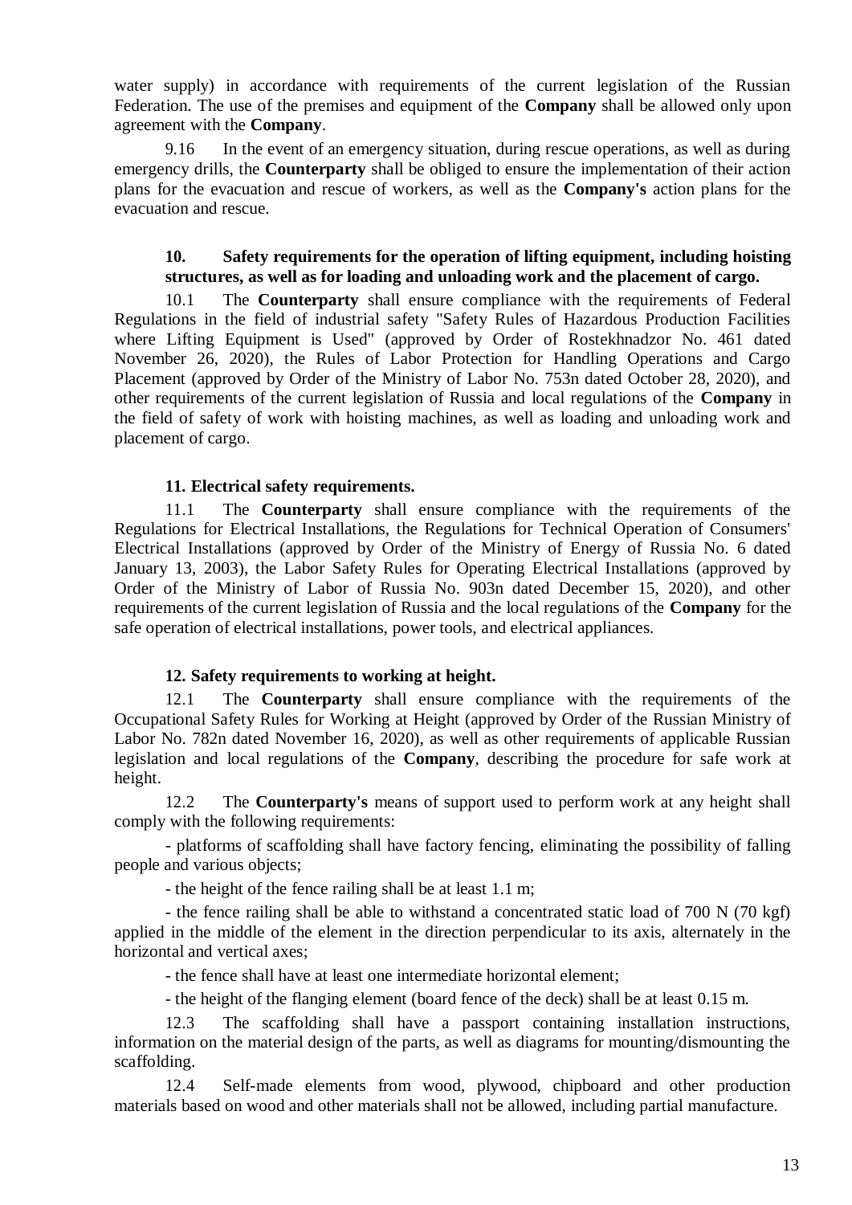water supply) in accordance with requirements of the current legislation of the Russian Federation. The use of the premises and equipment of the **Company** shall be allowed only upon agreement with the **Company**.

9.16 In the event of an emergency situation, during rescue operations, as well as during emergency drills, the **Counterparty** shall be obliged to ensure the implementation of their action plans for the evacuation and rescue of workers, as well as the **Company's** action plans for the evacuation and rescue.

## 10. Safety requirements for the operation of lifting equipment, including hoisting structures, as well as for loading and unloading work and the placement of cargo.

10.1 The **Counterparty** shall ensure compliance with the requirements of Federal Regulations in the field of industrial safety "Safety Rules of Hazardous Production Facilities where Lifting Equipment is Used" (approved by Order of Rostekhnadzor No. 461 dated November 26, 2020), the Rules of Labor Protection for Handling Operations and Cargo Placement (approved by Order of the Ministry of Labor No. 753n dated October 28, 2020), and other requirements of the current legislation of Russia and local regulations of the **Company** in the field of safety of work with hoisting machines, as well as loading and unloading work and placement of cargo.

## 11. Electrical safety requirements.

11.1 The **Counterparty** shall ensure compliance with the requirements of the Regulations for Electrical Installations, the Regulations for Technical Operation of Consumers' Electrical Installations (approved by Order of the Ministry of Energy of Russia No. 6 dated January 13, 2003), the Labor Safety Rules for Operating Electrical Installations (approved by Order of the Ministry of Labor of Russia No. 903n dated December 15, 2020), and other requirements of the current legislation of Russia and the local regulations of the **Company** for the safe operation of electrical installations, power tools, and electrical appliances.

## 12. Safety requirements to working at height.

12.1 The **Counterparty** shall ensure compliance with the requirements of the Occupational Safety Rules for Working at Height (approved by Order of the Russian Ministry of Labor No. 782n dated November 16, 2020), as well as other requirements of applicable Russian legislation and local regulations of the **Company**, describing the procedure for safe work at height.

12.2 The **Counterparty's** means of support used to perform work at any height shall comply with the following requirements:

- platforms of scaffolding shall have factory fencing, eliminating the possibility of falling people and various objects;
- the height of the fence railing shall be at least 1.1 m;
- the fence railing shall be able to withstand a concentrated static load of 700 N (70 kgf) applied in the middle of the element in the direction perpendicular to its axis, alternately in the horizontal and vertical axes;
- the fence shall have at least one intermediate horizontal element;
- the height of the flanging element (board fence of the deck) shall be at least 0.15 m.

12.3 The scaffolding shall have a passport containing installation instructions, information on the material design of the parts, as well as diagrams for mounting/dismounting the scaffolding.

12.4 Self-made elements from wood, plywood, chipboard and other production materials based on wood and other materials shall not be allowed, including partial manufacture.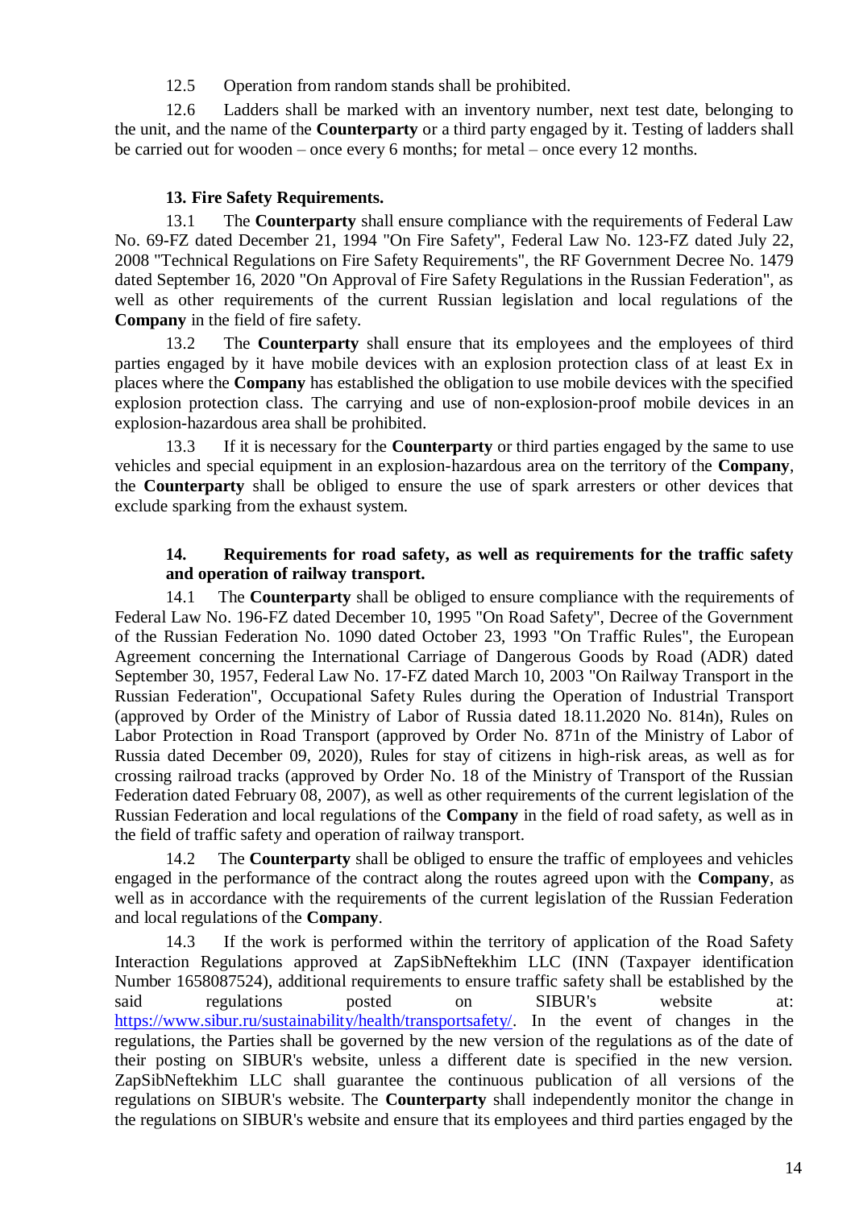12.5 Operation from random stands shall be prohibited.

12.6 Ladders shall be marked with an inventory number, next test date, belonging to the unit, and the name of the **Counterparty** or a third party engaged by it. Testing of ladders shall be carried out for wooden – once every 6 months; for metal – once every 12 months.

**13. Fire Safety Requirements.**

13.1 The **Counterparty** shall ensure compliance with the requirements of Federal Law No. 69-FZ dated December 21, 1994 "On Fire Safety", Federal Law No. 123-FZ dated July 22, 2008 "Technical Regulations on Fire Safety Requirements", the RF Government Decree No. 1479 dated September 16, 2020 "On Approval of Fire Safety Regulations in the Russian Federation", as well as other requirements of the current Russian legislation and local regulations of the **Company** in the field of fire safety.

13.2 The **Counterparty** shall ensure that its employees and the employees of third parties engaged by it have mobile devices with an explosion protection class of at least Ex in places where the **Company** has established the obligation to use mobile devices with the specified explosion protection class. The carrying and use of non-explosion-proof mobile devices in an explosion-hazardous area shall be prohibited.

13.3 If it is necessary for the **Counterparty** or third parties engaged by the same to use vehicles and special equipment in an explosion-hazardous area on the territory of the **Company**, the **Counterparty** shall be obliged to ensure the use of spark arresters or other devices that exclude sparking from the exhaust system.

**14. Requirements for road safety, as well as requirements for the traffic safety and operation of railway transport.**

14.1 The **Counterparty** shall be obliged to ensure compliance with the requirements of Federal Law No. 196-FZ dated December 10, 1995 "On Road Safety", Decree of the Government of the Russian Federation No. 1090 dated October 23, 1993 "On Traffic Rules", the European Agreement concerning the International Carriage of Dangerous Goods by Road (ADR) dated September 30, 1957, Federal Law No. 17-FZ dated March 10, 2003 "On Railway Transport in the Russian Federation", Occupational Safety Rules during the Operation of Industrial Transport (approved by Order of the Ministry of Labor of Russia dated 18.11.2020 No. 814n), Rules on Labor Protection in Road Transport (approved by Order No. 871n of the Ministry of Labor of Russia dated December 09, 2020), Rules for stay of citizens in high-risk areas, as well as for crossing railroad tracks (approved by Order No. 18 of the Ministry of Transport of the Russian Federation dated February 08, 2007), as well as other requirements of the current legislation of the Russian Federation and local regulations of the **Company** in the field of road safety, as well as in the field of traffic safety and operation of railway transport.

14.2 The **Counterparty** shall be obliged to ensure the traffic of employees and vehicles engaged in the performance of the contract along the routes agreed upon with the **Company**, as well as in accordance with the requirements of the current legislation of the Russian Federation and local regulations of the **Company**.

14.3 If the work is performed within the territory of application of the Road Safety Interaction Regulations approved at ZapSibNeftekhim LLC (INN (Taxpayer identification Number 1658087524), additional requirements to ensure traffic safety shall be established by the said regulations posted on SIBUR's website at: https://www.sibur.ru/sustainability/health/transportsafety/. In the event of changes in the regulations, the Parties shall be governed by the new version of the regulations as of the date of their posting on SIBUR's website, unless a different date is specified in the new version. ZapSibNeftekhim LLC shall guarantee the continuous publication of all versions of the regulations on SIBUR's website. The **Counterparty** shall independently monitor the change in the regulations on SIBUR's website and ensure that its employees and third parties engaged by the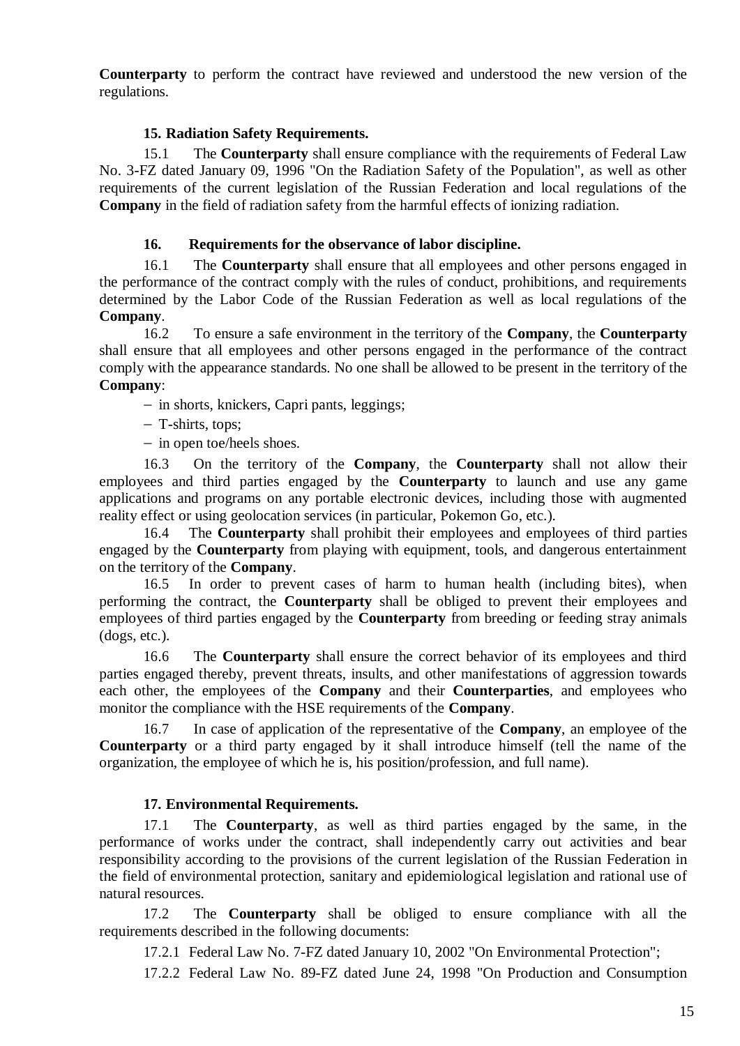**Counterparty** to perform the contract have reviewed and understood the new version of the regulations.

### 15. Radiation Safety Requirements.

15.1 The **Counterparty** shall ensure compliance with the requirements of Federal Law No. 3-FZ dated January 09, 1996 "On the Radiation Safety of the Population", as well as other requirements of the current legislation of the Russian Federation and local regulations of the **Company** in the field of radiation safety from the harmful effects of ionizing radiation.

### 16. Requirements for the observance of labor discipline.

16.1 The **Counterparty** shall ensure that all employees and other persons engaged in the performance of the contract comply with the rules of conduct, prohibitions, and requirements determined by the Labor Code of the Russian Federation as well as local regulations of the **Company**.

16.2 To ensure a safe environment in the territory of the **Company**, the **Counterparty** shall ensure that all employees and other persons engaged in the performance of the contract comply with the appearance standards. No one shall be allowed to be present in the territory of the **Company**:

- in shorts, knickers, Capri pants, leggings;
- T-shirts, tops;
- in open toe/heels shoes.

16.3 On the territory of the **Company**, the **Counterparty** shall not allow their employees and third parties engaged by the **Counterparty** to launch and use any game applications and programs on any portable electronic devices, including those with augmented reality effect or using geolocation services (in particular, Pokemon Go, etc.).

16.4 The **Counterparty** shall prohibit their employees and employees of third parties engaged by the **Counterparty** from playing with equipment, tools, and dangerous entertainment on the territory of the **Company**.

16.5 In order to prevent cases of harm to human health (including bites), when performing the contract, the **Counterparty** shall be obliged to prevent their employees and employees of third parties engaged by the **Counterparty** from breeding or feeding stray animals (dogs, etc.).

16.6 The **Counterparty** shall ensure the correct behavior of its employees and third parties engaged thereby, prevent threats, insults, and other manifestations of aggression towards each other, the employees of the **Company** and their **Counterparties**, and employees who monitor the compliance with the HSE requirements of the **Company**.

16.7 In case of application of the representative of the **Company**, an employee of the **Counterparty** or a third party engaged by it shall introduce himself (tell the name of the organization, the employee of which he is, his position/profession, and full name).

### 17. Environmental Requirements.

17.1 The **Counterparty**, as well as third parties engaged by the same, in the performance of works under the contract, shall independently carry out activities and bear responsibility according to the provisions of the current legislation of the Russian Federation in the field of environmental protection, sanitary and epidemiological legislation and rational use of natural resources.

17.2 The **Counterparty** shall be obliged to ensure compliance with all the requirements described in the following documents:

17.2.1 Federal Law No. 7-FZ dated January 10, 2002 "On Environmental Protection";

17.2.2 Federal Law No. 89-FZ dated June 24, 1998 "On Production and Consumption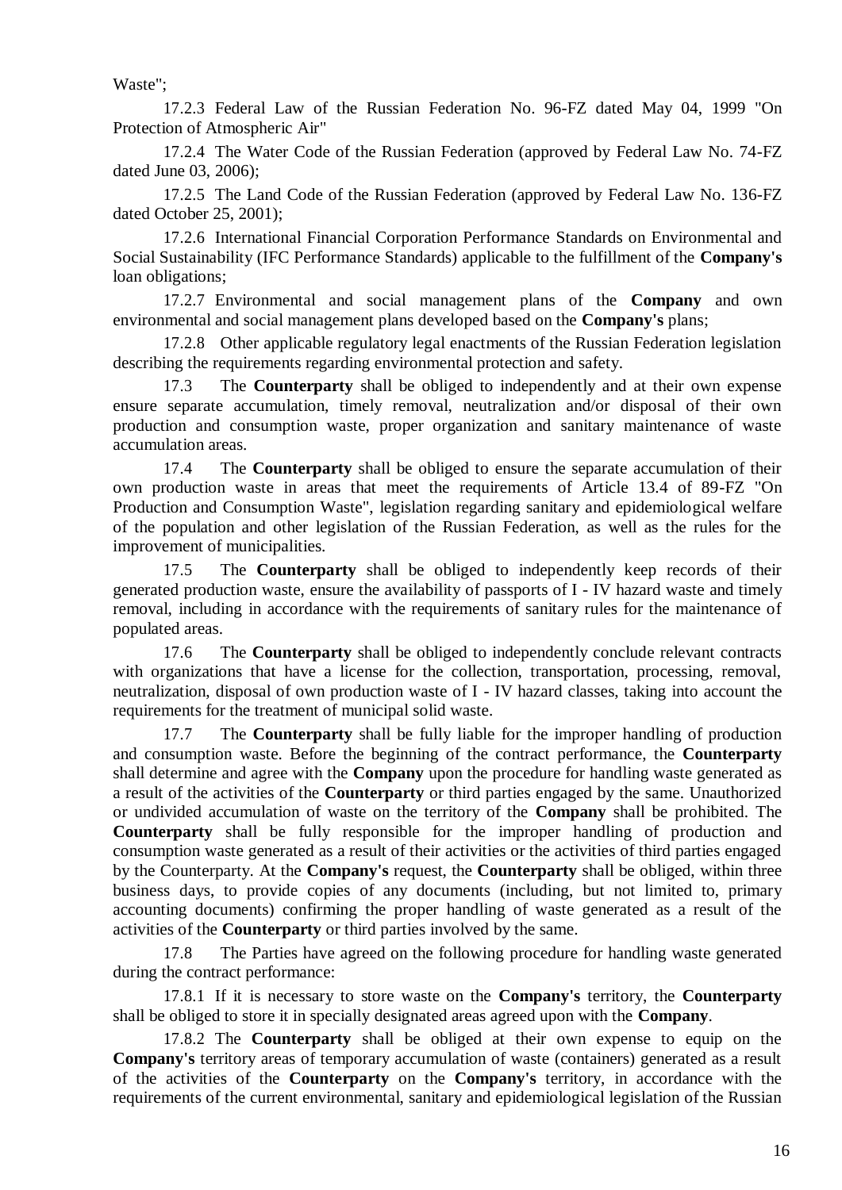Waste";

17.2.3 Federal Law of the Russian Federation No. 96-FZ dated May 04, 1999 "On Protection of Atmospheric Air"

17.2.4 The Water Code of the Russian Federation (approved by Federal Law No. 74-FZ dated June 03, 2006);

17.2.5 The Land Code of the Russian Federation (approved by Federal Law No. 136-FZ dated October 25, 2001);

17.2.6 International Financial Corporation Performance Standards on Environmental and Social Sustainability (IFC Performance Standards) applicable to the fulfillment of the **Company's** loan obligations;

17.2.7 Environmental and social management plans of the **Company** and own environmental and social management plans developed based on the **Company's** plans;

17.2.8 Other applicable regulatory legal enactments of the Russian Federation legislation describing the requirements regarding environmental protection and safety.

17.3 The **Counterparty** shall be obliged to independently and at their own expense ensure separate accumulation, timely removal, neutralization and/or disposal of their own production and consumption waste, proper organization and sanitary maintenance of waste accumulation areas.

17.4 The **Counterparty** shall be obliged to ensure the separate accumulation of their own production waste in areas that meet the requirements of Article 13.4 of 89-FZ "On Production and Consumption Waste", legislation regarding sanitary and epidemiological welfare of the population and other legislation of the Russian Federation, as well as the rules for the improvement of municipalities.

17.5 The **Counterparty** shall be obliged to independently keep records of their generated production waste, ensure the availability of passports of I - IV hazard waste and timely removal, including in accordance with the requirements of sanitary rules for the maintenance of populated areas.

17.6 The **Counterparty** shall be obliged to independently conclude relevant contracts with organizations that have a license for the collection, transportation, processing, removal, neutralization, disposal of own production waste of I - IV hazard classes, taking into account the requirements for the treatment of municipal solid waste.

17.7 The **Counterparty** shall be fully liable for the improper handling of production and consumption waste. Before the beginning of the contract performance, the **Counterparty** shall determine and agree with the **Company** upon the procedure for handling waste generated as a result of the activities of the **Counterparty** or third parties engaged by the same. Unauthorized or undivided accumulation of waste on the territory of the **Company** shall be prohibited. The **Counterparty** shall be fully responsible for the improper handling of production and consumption waste generated as a result of their activities or the activities of third parties engaged by the Counterparty. At the **Company's** request, the **Counterparty** shall be obliged, within three business days, to provide copies of any documents (including, but not limited to, primary accounting documents) confirming the proper handling of waste generated as a result of the activities of the **Counterparty** or third parties involved by the same.

17.8 The Parties have agreed on the following procedure for handling waste generated during the contract performance:

17.8.1 If it is necessary to store waste on the **Company's** territory, the **Counterparty** shall be obliged to store it in specially designated areas agreed upon with the **Company**.

17.8.2 The **Counterparty** shall be obliged at their own expense to equip on the **Company's** territory areas of temporary accumulation of waste (containers) generated as a result of the activities of the **Counterparty** on the **Company's** territory, in accordance with the requirements of the current environmental, sanitary and epidemiological legislation of the Russian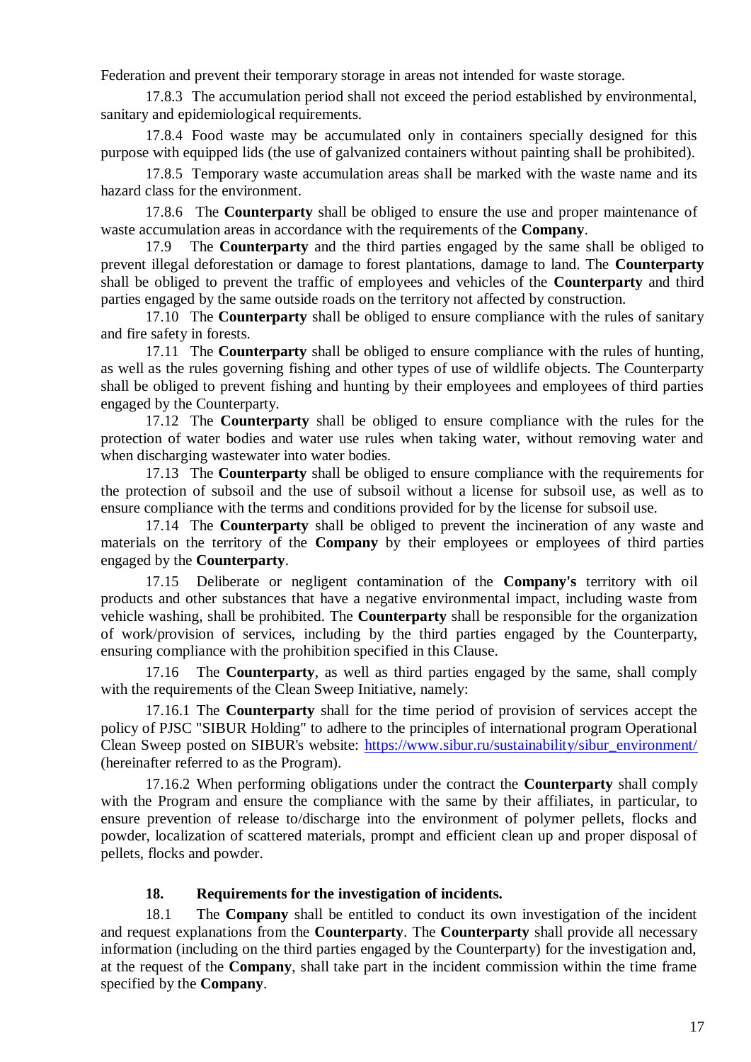Federation and prevent their temporary storage in areas not intended for waste storage.

17.8.3 The accumulation period shall not exceed the period established by environmental, sanitary and epidemiological requirements.

17.8.4 Food waste may be accumulated only in containers specially designed for this purpose with equipped lids (the use of galvanized containers without painting shall be prohibited).

17.8.5 Temporary waste accumulation areas shall be marked with the waste name and its hazard class for the environment.

17.8.6 The **Counterparty** shall be obliged to ensure the use and proper maintenance of waste accumulation areas in accordance with the requirements of the **Company**.

17.9 The **Counterparty** and the third parties engaged by the same shall be obliged to prevent illegal deforestation or damage to forest plantations, damage to land. The **Counterparty** shall be obliged to prevent the traffic of employees and vehicles of the **Counterparty** and third parties engaged by the same outside roads on the territory not affected by construction.

17.10 The **Counterparty** shall be obliged to ensure compliance with the rules of sanitary and fire safety in forests.

17.11 The **Counterparty** shall be obliged to ensure compliance with the rules of hunting, as well as the rules governing fishing and other types of use of wildlife objects. The Counterparty shall be obliged to prevent fishing and hunting by their employees and employees of third parties engaged by the Counterparty.

17.12 The **Counterparty** shall be obliged to ensure compliance with the rules for the protection of water bodies and water use rules when taking water, without removing water and when discharging wastewater into water bodies.

17.13 The **Counterparty** shall be obliged to ensure compliance with the requirements for the protection of subsoil and the use of subsoil without a license for subsoil use, as well as to ensure compliance with the terms and conditions provided for by the license for subsoil use.

17.14 The **Counterparty** shall be obliged to prevent the incineration of any waste and materials on the territory of the **Company** by their employees or employees of third parties engaged by the **Counterparty**.

17.15 Deliberate or negligent contamination of the **Company's** territory with oil products and other substances that have a negative environmental impact, including waste from vehicle washing, shall be prohibited. The **Counterparty** shall be responsible for the organization of work/provision of services, including by the third parties engaged by the Counterparty, ensuring compliance with the prohibition specified in this Clause.

17.16 The **Counterparty**, as well as third parties engaged by the same, shall comply with the requirements of the Clean Sweep Initiative, namely:

17.16.1 The **Counterparty** shall for the time period of provision of services accept the policy of PJSC "SIBUR Holding" to adhere to the principles of international program Operational Clean Sweep posted on SIBUR's website: [https://www.sibur.ru/sustainability/sibur_environment/](https://www.sibur.ru/sustainability/sibur_environment/) (hereinafter referred to as the Program).

17.16.2 When performing obligations under the contract the **Counterparty** shall comply with the Program and ensure the compliance with the same by their affiliates, in particular, to ensure prevention of release to/discharge into the environment of polymer pellets, flocks and powder, localization of scattered materials, prompt and efficient clean up and proper disposal of pellets, flocks and powder.

## 18. Requirements for the investigation of incidents.

18.1 The **Company** shall be entitled to conduct its own investigation of the incident and request explanations from the **Counterparty**. The **Counterparty** shall provide all necessary information (including on the third parties engaged by the Counterparty) for the investigation and, at the request of the **Company**, shall take part in the incident commission within the time frame specified by the **Company**.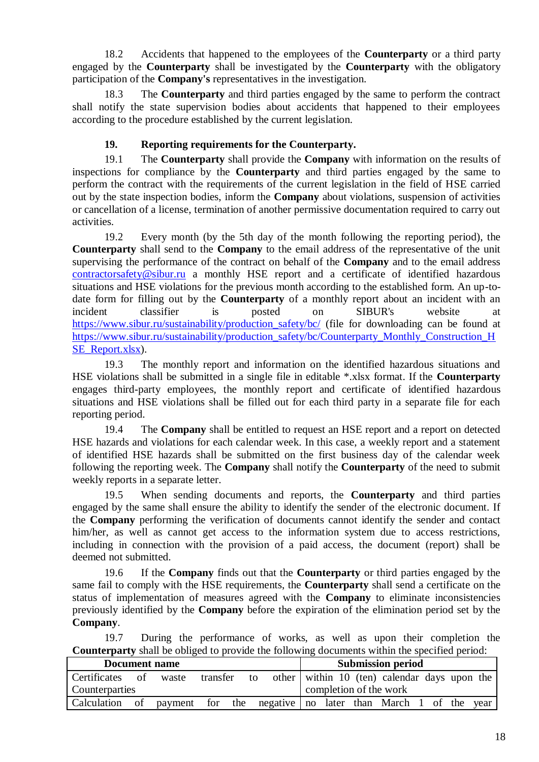18.2 Accidents that happened to the employees of the **Counterparty** or a third party engaged by the **Counterparty** shall be investigated by the **Counterparty** with the obligatory participation of the **Company's** representatives in the investigation.

18.3 The **Counterparty** and third parties engaged by the same to perform the contract shall notify the state supervision bodies about accidents that happened to their employees according to the procedure established by the current legislation.

## 19. Reporting requirements for the Counterparty.

19.1 The **Counterparty** shall provide the **Company** with information on the results of inspections for compliance by the **Counterparty** and third parties engaged by the same to perform the contract with the requirements of the current legislation in the field of HSE carried out by the state inspection bodies, inform the **Company** about violations, suspension of activities or cancellation of a license, termination of another permissive documentation required to carry out activities.

19.2 Every month (by the 5th day of the month following the reporting period), the **Counterparty** shall send to the **Company** to the email address of the representative of the unit supervising the performance of the contract on behalf of the **Company** and to the email address contractorsafety@sibur.ru a monthly HSE report and a certificate of identified hazardous situations and HSE violations for the previous month according to the established form. An up-to-date form for filling out by the **Counterparty** of a monthly report about an incident with an incident classifier is posted on SIBUR's website at https://www.sibur.ru/sustainability/production_safety/bc/ (file for downloading can be found at https://www.sibur.ru/sustainability/production_safety/bc/Counterparty_Monthly_Construction_HSE_Report.xlsx).

19.3 The monthly report and information on the identified hazardous situations and HSE violations shall be submitted in a single file in editable *.xlsx format. If the **Counterparty** engages third-party employees, the monthly report and certificate of identified hazardous situations and HSE violations shall be filled out for each third party in a separate file for each reporting period.

19.4 The **Company** shall be entitled to request an HSE report and a report on detected HSE hazards and violations for each calendar week. In this case, a weekly report and a statement of identified HSE hazards shall be submitted on the first business day of the calendar week following the reporting week. The **Company** shall notify the **Counterparty** of the need to submit weekly reports in a separate letter.

19.5 When sending documents and reports, the **Counterparty** and third parties engaged by the same shall ensure the ability to identify the sender of the electronic document. If the **Company** performing the verification of documents cannot identify the sender and contact him/her, as well as cannot get access to the information system due to access restrictions, including in connection with the provision of a paid access, the document (report) shall be deemed not submitted.

19.6 If the **Company** finds out that the **Counterparty** or third parties engaged by the same fail to comply with the HSE requirements, the **Counterparty** shall send a certificate on the status of implementation of measures agreed with the **Company** to eliminate inconsistencies previously identified by the **Company** before the expiration of the elimination period set by the **Company**.

19.7 During the performance of works, as well as upon their completion the **Counterparty** shall be obliged to provide the following documents within the specified period:

| Document name | Submission period |
|---|---|
| Certificates of waste transfer to other Counterparties | within 10 (ten) calendar days upon the completion of the work |
| Calculation of payment for the negative | no later than March 1 of the year |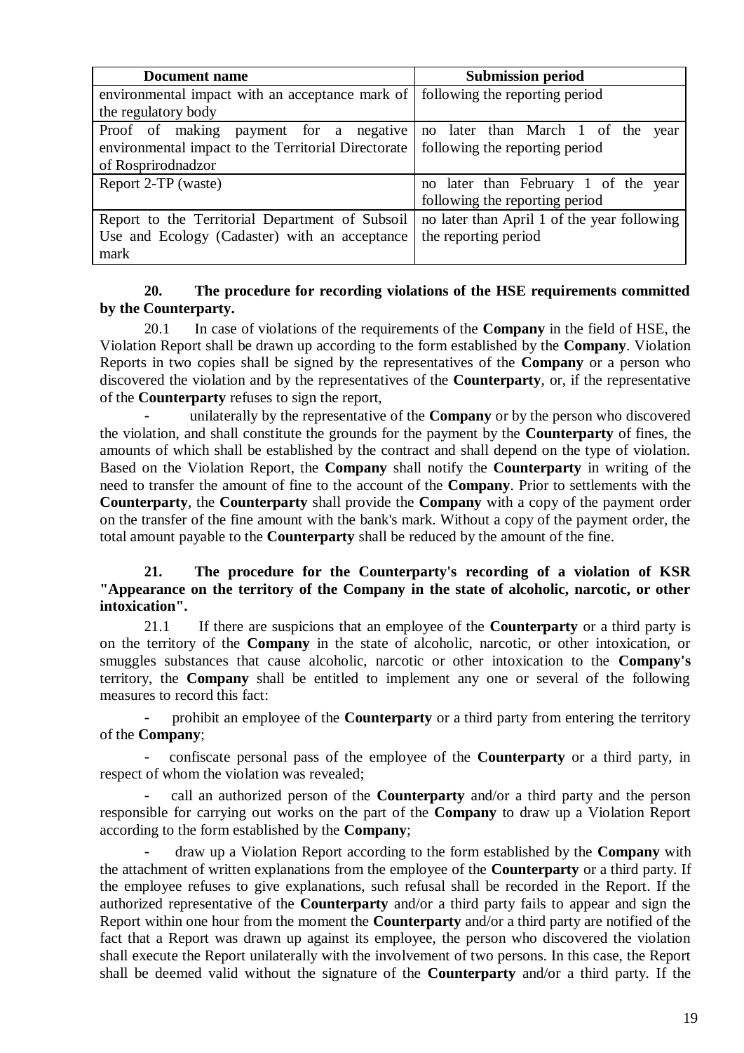| Document name | Submission period |
|---|---|
| environmental impact with an acceptance mark of the regulatory body | following the reporting period |
| Proof of making payment for a negative environmental impact to the Territorial Directorate of Rosprirodnadzor | no later than March 1 of the year following the reporting period |
| Report 2-TP (waste) | no later than February 1 of the year following the reporting period |
| Report to the Territorial Department of Subsoil Use and Ecology (Cadaster) with an acceptance mark | no later than April 1 of the year following the reporting period |

**20. The procedure for recording violations of the HSE requirements committed by the Counterparty.**

20.1 In case of violations of the requirements of the **Company** in the field of HSE, the Violation Report shall be drawn up according to the form established by the **Company**. Violation Reports in two copies shall be signed by the representatives of the **Company** or a person who discovered the violation and by the representatives of the **Counterparty**, or, if the representative of the **Counterparty** refuses to sign the report,

- unilaterally by the representative of the **Company** or by the person who discovered the violation, and shall constitute the grounds for the payment by the **Counterparty** of fines, the amounts of which shall be established by the contract and shall depend on the type of violation. Based on the Violation Report, the **Company** shall notify the **Counterparty** in writing of the need to transfer the amount of fine to the account of the **Company**. Prior to settlements with the **Counterparty**, the **Counterparty** shall provide the **Company** with a copy of the payment order on the transfer of the fine amount with the bank's mark. Without a copy of the payment order, the total amount payable to the **Counterparty** shall be reduced by the amount of the fine.

**21. The procedure for the Counterparty's recording of a violation of KSR "Appearance on the territory of the Company in the state of alcoholic, narcotic, or other intoxication".**

21.1 If there are suspicions that an employee of the **Counterparty** or a third party is on the territory of the **Company** in the state of alcoholic, narcotic, or other intoxication, or smuggles substances that cause alcoholic, narcotic or other intoxication to the **Company's** territory, the **Company** shall be entitled to implement any one or several of the following measures to record this fact:

- prohibit an employee of the **Counterparty** or a third party from entering the territory of the **Company**;
- confiscate personal pass of the employee of the **Counterparty** or a third party, in respect of whom the violation was revealed;
- call an authorized person of the **Counterparty** and/or a third party and the person responsible for carrying out works on the part of the **Company** to draw up a Violation Report according to the form established by the **Company**;
- draw up a Violation Report according to the form established by the **Company** with the attachment of written explanations from the employee of the **Counterparty** or a third party. If the employee refuses to give explanations, such refusal shall be recorded in the Report. If the authorized representative of the **Counterparty** and/or a third party fails to appear and sign the Report within one hour from the moment the **Counterparty** and/or a third party are notified of the fact that a Report was drawn up against its employee, the person who discovered the violation shall execute the Report unilaterally with the involvement of two persons. In this case, the Report shall be deemed valid without the signature of the **Counterparty** and/or a third party. If the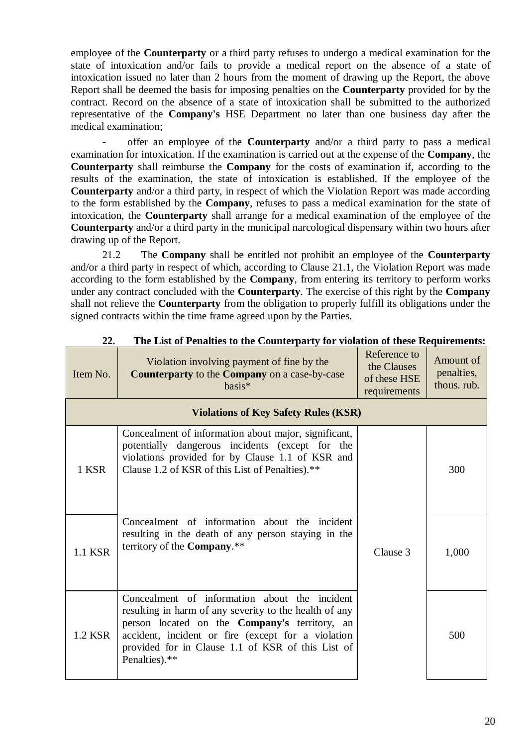employee of the **Counterparty** or a third party refuses to undergo a medical examination for the state of intoxication and/or fails to provide a medical report on the absence of a state of intoxication issued no later than 2 hours from the moment of drawing up the Report, the above Report shall be deemed the basis for imposing penalties on the **Counterparty** provided for by the contract. Record on the absence of a state of intoxication shall be submitted to the authorized representative of the **Company's** HSE Department no later than one business day after the medical examination;

- offer an employee of the **Counterparty** and/or a third party to pass a medical examination for intoxication. If the examination is carried out at the expense of the **Company**, the **Counterparty** shall reimburse the **Company** for the costs of examination if, according to the results of the examination, the state of intoxication is established. If the employee of the **Counterparty** and/or a third party, in respect of which the Violation Report was made according to the form established by the **Company**, refuses to pass a medical examination for the state of intoxication, the **Counterparty** shall arrange for a medical examination of the employee of the **Counterparty** and/or a third party in the municipal narcological dispensary within two hours after drawing up of the Report.

21.2 The **Company** shall be entitled not prohibit an employee of the **Counterparty** and/or a third party in respect of which, according to Clause 21.1, the Violation Report was made according to the form established by the **Company**, from entering its territory to perform works under any contract concluded with the **Counterparty**. The exercise of this right by the **Company** shall not relieve the **Counterparty** from the obligation to properly fulfill its obligations under the signed contracts within the time frame agreed upon by the Parties.

## 22. The List of Penalties to the Counterparty for violation of these Requirements:

| Item No. | Violation involving payment of fine by the **Counterparty** to the **Company** on a case-by-case basis* | Reference to the Clauses of these HSE requirements | Amount of penalties, thous. rub. |
|---|---|---|---|
| **Violations of Key Safety Rules (KSR)** | | | |
| 1 KSR | Concealment of information about major, significant, potentially dangerous incidents (except for the violations provided for by Clause 1.1 of KSR and Clause 1.2 of KSR of this List of Penalties).** | Clause 3 | 300 |
| 1.1 KSR | Concealment of information about the incident resulting in the death of any person staying in the territory of the **Company**.** | | 1,000 |
| 1.2 KSR | Concealment of information about the incident resulting in harm of any severity to the health of any person located on the **Company's** territory, an accident, incident or fire (except for a violation provided for in Clause 1.1 of KSR of this List of Penalties).** | | 500 |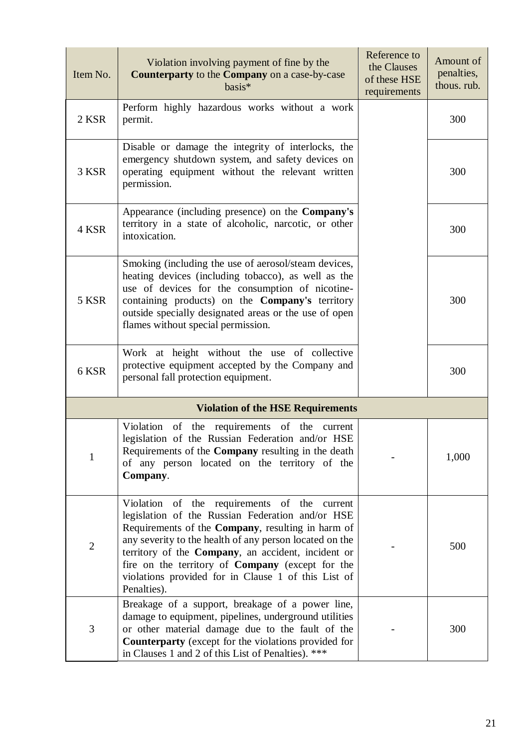| Item No. | Violation involving payment of fine by the **Counterparty** to the **Company** on a case-by-case basis* | Reference to the Clauses of these HSE requirements | Amount of penalties, thous. rub. |
|---|---|---|---|
| 2 KSR | Perform highly hazardous works without a work permit. | | 300 |
| 3 KSR | Disable or damage the integrity of interlocks, the emergency shutdown system, and safety devices on operating equipment without the relevant written permission. | | 300 |
| 4 KSR | Appearance (including presence) on the **Company's** territory in a state of alcoholic, narcotic, or other intoxication. | | 300 |
| 5 KSR | Smoking (including the use of aerosol/steam devices, heating devices (including tobacco), as well as the use of devices for the consumption of nicotine-containing products) on the **Company's** territory outside specially designated areas or the use of open flames without special permission. | | 300 |
| 6 KSR | Work at height without the use of collective protective equipment accepted by the Company and personal fall protection equipment. | | 300 |
| | **Violation of the HSE Requirements** | | |
| 1 | Violation of the requirements of the current legislation of the Russian Federation and/or HSE Requirements of the **Company** resulting in the death of any person located on the territory of the **Company**. | - | 1,000 |
| 2 | Violation of the requirements of the current legislation of the Russian Federation and/or HSE Requirements of the **Company**, resulting in harm of any severity to the health of any person located on the territory of the **Company**, an accident, incident or fire on the territory of **Company** (except for the violations provided for in Clause 1 of this List of Penalties). | - | 500 |
| 3 | Breakage of a support, breakage of a power line, damage to equipment, pipelines, underground utilities or other material damage due to the fault of the **Counterparty** (except for the violations provided for in Clauses 1 and 2 of this List of Penalties). *** | - | 300 |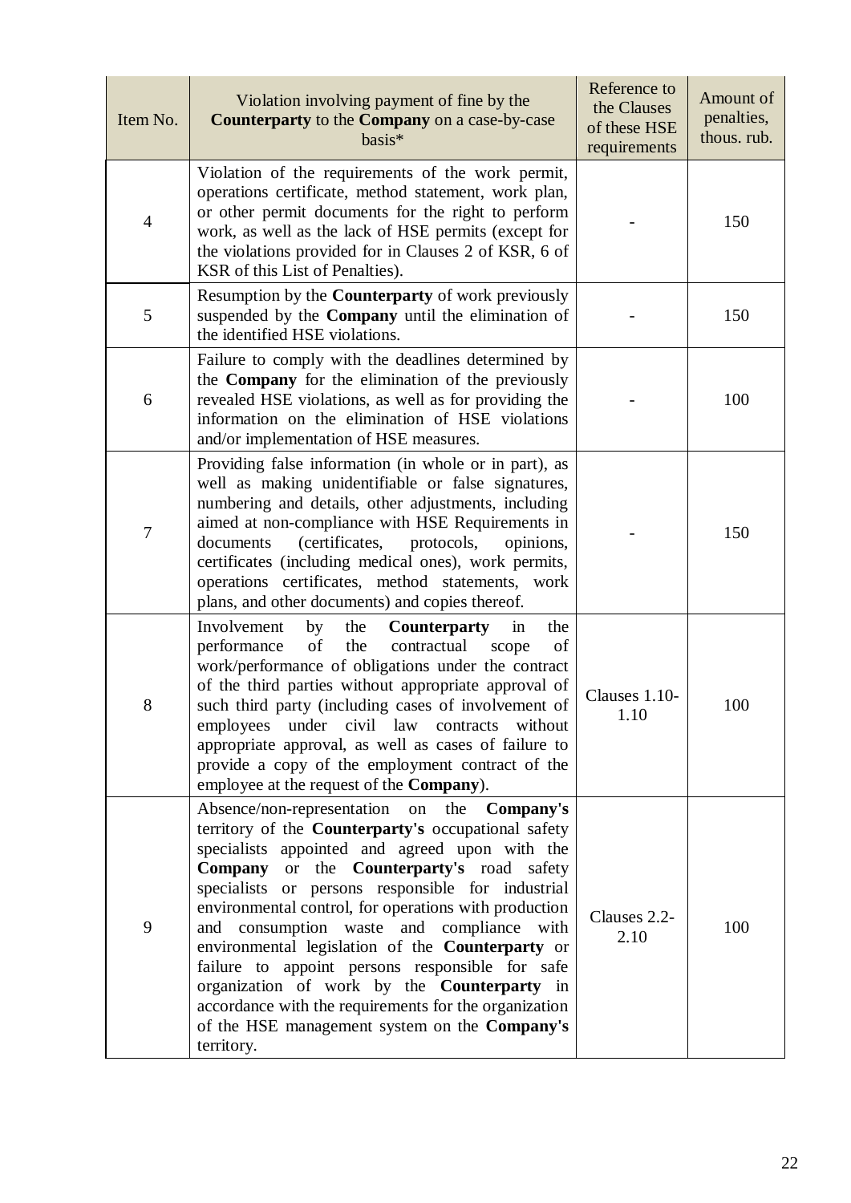| Item No. | Violation involving payment of fine by the **Counterparty** to the **Company** on a case-by-case basis* | Reference to the Clauses of these HSE requirements | Amount of penalties, thous. rub. |
|---|---|---|---|
| 4 | Violation of the requirements of the work permit, operations certificate, method statement, work plan, or other permit documents for the right to perform work, as well as the lack of HSE permits (except for the violations provided for in Clauses 2 of KSR, 6 of KSR of this List of Penalties). | - | 150 |
| 5 | Resumption by the **Counterparty** of work previously suspended by the **Company** until the elimination of the identified HSE violations. | - | 150 |
| 6 | Failure to comply with the deadlines determined by the **Company** for the elimination of the previously revealed HSE violations, as well as for providing the information on the elimination of HSE violations and/or implementation of HSE measures. | - | 100 |
| 7 | Providing false information (in whole or in part), as well as making unidentifiable or false signatures, numbering and details, other adjustments, including aimed at non-compliance with HSE Requirements in documents (certificates, protocols, opinions, certificates (including medical ones), work permits, operations certificates, method statements, work plans, and other documents) and copies thereof. | - | 150 |
| 8 | Involvement by the **Counterparty** in the performance of the contractual scope of work/performance of obligations under the contract of the third parties without appropriate approval of such third party (including cases of involvement of employees under civil law contracts without appropriate approval, as well as cases of failure to provide a copy of the employment contract of the employee at the request of the **Company**). | Clauses 1.10-1.10 | 100 |
| 9 | Absence/non-representation on the **Company's** territory of the **Counterparty's** occupational safety specialists appointed and agreed upon with the **Company** or the **Counterparty's** road safety specialists or persons responsible for industrial environmental control, for operations with production and consumption waste and compliance with environmental legislation of the **Counterparty** or failure to appoint persons responsible for safe organization of work by the **Counterparty** in accordance with the requirements for the organization of the HSE management system on the **Company's** territory. | Clauses 2.2-2.10 | 100 |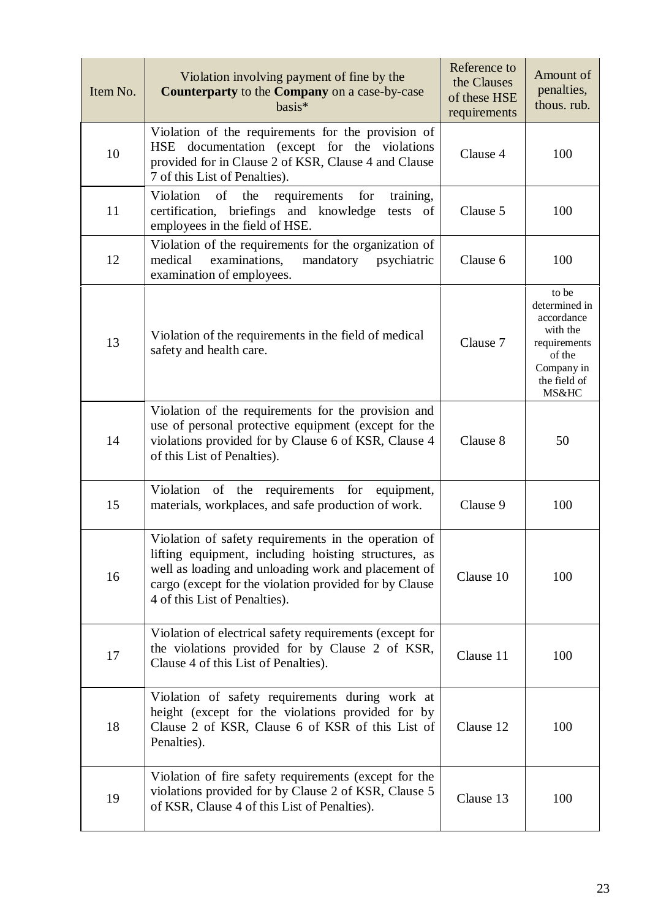| Item No. | Violation involving payment of fine by the **Counterparty** to the **Company** on a case-by-case basis* | Reference to the Clauses of these HSE requirements | Amount of penalties, thous. rub. |
|---|---|---|---|
| 10 | Violation of the requirements for the provision of HSE documentation (except for the violations provided for in Clause 2 of KSR, Clause 4 and Clause 7 of this List of Penalties). | Clause 4 | 100 |
| 11 | Violation of the requirements for training, certification, briefings and knowledge tests of employees in the field of HSE. | Clause 5 | 100 |
| 12 | Violation of the requirements for the organization of medical examinations, mandatory psychiatric examination of employees. | Clause 6 | 100 |
| 13 | Violation of the requirements in the field of medical safety and health care. | Clause 7 | to be determined in accordance with the requirements of the Company in the field of MS&HC |
| 14 | Violation of the requirements for the provision and use of personal protective equipment (except for the violations provided for by Clause 6 of KSR, Clause 4 of this List of Penalties). | Clause 8 | 50 |
| 15 | Violation of the requirements for equipment, materials, workplaces, and safe production of work. | Clause 9 | 100 |
| 16 | Violation of safety requirements in the operation of lifting equipment, including hoisting structures, as well as loading and unloading work and placement of cargo (except for the violation provided for by Clause 4 of this List of Penalties). | Clause 10 | 100 |
| 17 | Violation of electrical safety requirements (except for the violations provided for by Clause 2 of KSR, Clause 4 of this List of Penalties). | Clause 11 | 100 |
| 18 | Violation of safety requirements during work at height (except for the violations provided for by Clause 2 of KSR, Clause 6 of KSR of this List of Penalties). | Clause 12 | 100 |
| 19 | Violation of fire safety requirements (except for the violations provided for by Clause 2 of KSR, Clause 5 of KSR, Clause 4 of this List of Penalties). | Clause 13 | 100 |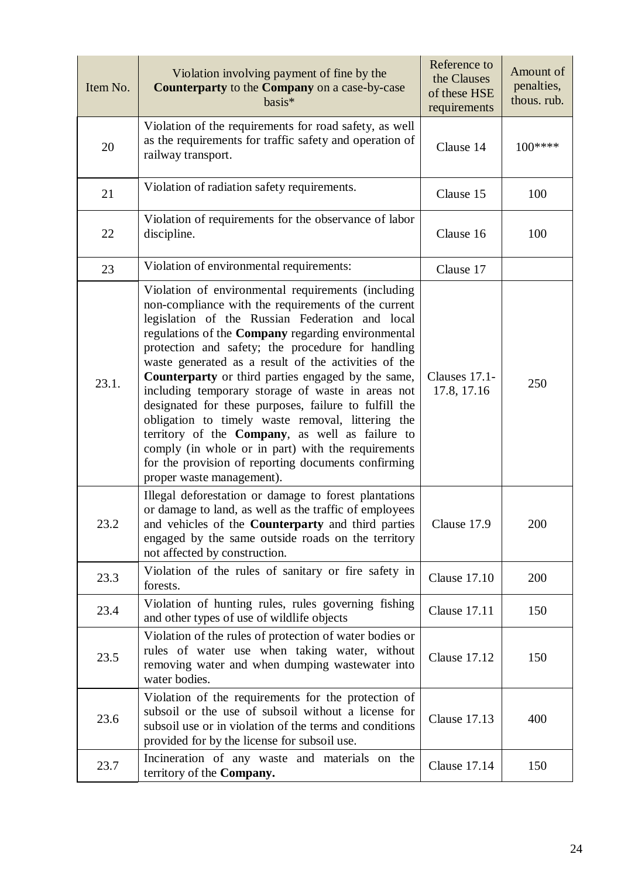| Item No. | Violation involving payment of fine by the **Counterparty** to the **Company** on a case-by-case basis* | Reference to the Clauses of these HSE requirements | Amount of penalties, thous. rub. |
|---|---|---|---|
| 20 | Violation of the requirements for road safety, as well as the requirements for traffic safety and operation of railway transport. | Clause 14 | 100**** |
| 21 | Violation of radiation safety requirements. | Clause 15 | 100 |
| 22 | Violation of requirements for the observance of labor discipline. | Clause 16 | 100 |
| 23 | Violation of environmental requirements: | Clause 17 | |
| 23.1. | Violation of environmental requirements (including non-compliance with the requirements of the current legislation of the Russian Federation and local regulations of the **Company** regarding environmental protection and safety; the procedure for handling waste generated as a result of the activities of the **Counterparty** or third parties engaged by the same, including temporary storage of waste in areas not designated for these purposes, failure to fulfill the obligation to timely waste removal, littering the territory of the **Company**, as well as failure to comply (in whole or in part) with the requirements for the provision of reporting documents confirming proper waste management). | Clauses 17.1-17.8, 17.16 | 250 |
| 23.2 | Illegal deforestation or damage to forest plantations or damage to land, as well as the traffic of employees and vehicles of the **Counterparty** and third parties engaged by the same outside roads on the territory not affected by construction. | Clause 17.9 | 200 |
| 23.3 | Violation of the rules of sanitary or fire safety in forests. | Clause 17.10 | 200 |
| 23.4 | Violation of hunting rules, rules governing fishing and other types of use of wildlife objects | Clause 17.11 | 150 |
| 23.5 | Violation of the rules of protection of water bodies or rules of water use when taking water, without removing water and when dumping wastewater into water bodies. | Clause 17.12 | 150 |
| 23.6 | Violation of the requirements for the protection of subsoil or the use of subsoil without a license for subsoil use or in violation of the terms and conditions provided for by the license for subsoil use. | Clause 17.13 | 400 |
| 23.7 | Incineration of any waste and materials on the territory of the **Company.** | Clause 17.14 | 150 |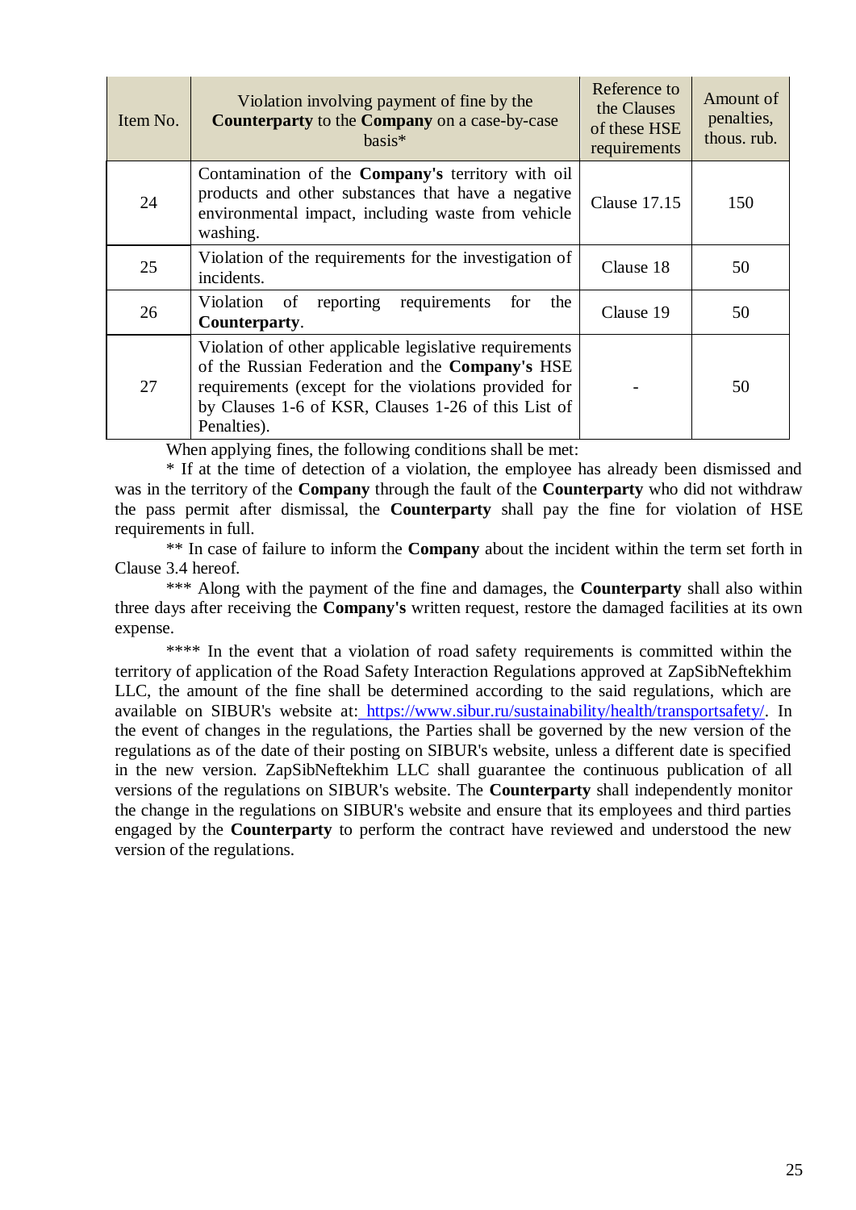| Item No. | Violation involving payment of fine by the **Counterparty** to the **Company** on a case-by-case basis* | Reference to the Clauses of these HSE requirements | Amount of penalties, thous. rub. |
|---|---|---|---|
| 24 | Contamination of the **Company's** territory with oil products and other substances that have a negative environmental impact, including waste from vehicle washing. | Clause 17.15 | 150 |
| 25 | Violation of the requirements for the investigation of incidents. | Clause 18 | 50 |
| 26 | Violation of reporting requirements for the **Counterparty**. | Clause 19 | 50 |
| 27 | Violation of other applicable legislative requirements of the Russian Federation and the **Company's** HSE requirements (except for the violations provided for by Clauses 1-6 of KSR, Clauses 1-26 of this List of Penalties). | - | 50 |

When applying fines, the following conditions shall be met:

\* If at the time of detection of a violation, the employee has already been dismissed and was in the territory of the **Company** through the fault of the **Counterparty** who did not withdraw the pass permit after dismissal, the **Counterparty** shall pay the fine for violation of HSE requirements in full.

\** In case of failure to inform the **Company** about the incident within the term set forth in Clause 3.4 hereof.

\*** Along with the payment of the fine and damages, the **Counterparty** shall also within three days after receiving the **Company's** written request, restore the damaged facilities at its own expense.

\**** In the event that a violation of road safety requirements is committed within the territory of application of the Road Safety Interaction Regulations approved at ZapSibNeftekhim LLC, the amount of the fine shall be determined according to the said regulations, which are available on SIBUR's website at: https://www.sibur.ru/sustainability/health/transportsafety/. In the event of changes in the regulations, the Parties shall be governed by the new version of the regulations as of the date of their posting on SIBUR's website, unless a different date is specified in the new version. ZapSibNeftekhim LLC shall guarantee the continuous publication of all versions of the regulations on SIBUR's website. The **Counterparty** shall independently monitor the change in the regulations on SIBUR's website and ensure that its employees and third parties engaged by the **Counterparty** to perform the contract have reviewed and understood the new version of the regulations.